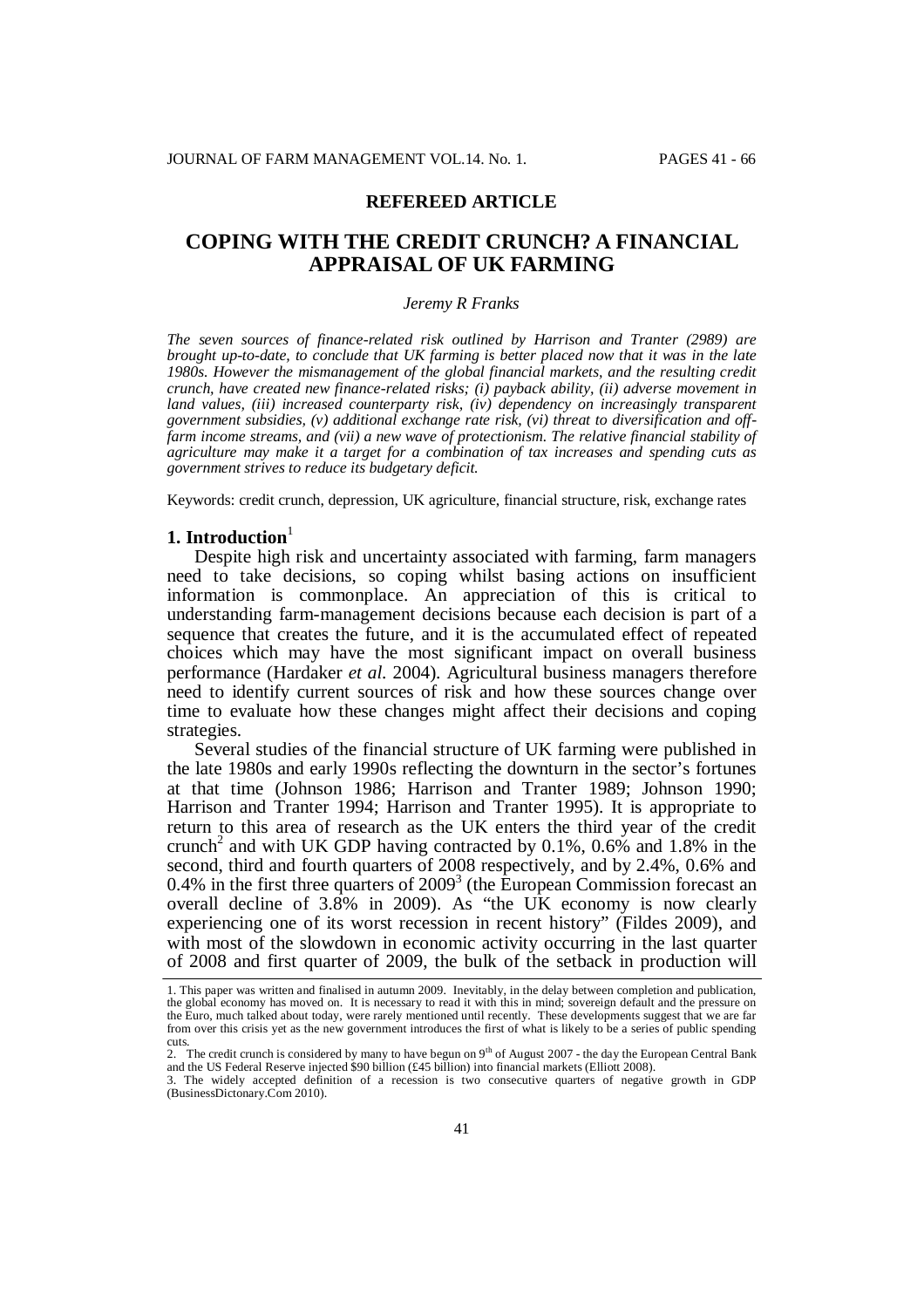**REFEREED ARTICLE**

# COPING WITH THE CREDIT CRUNCH? A FINANCIAL APPRAISAL OF UK FARMING

*Jeremy R Franks*

*The seven sources of finance-related risk outlined by Harrison and Tranter (2989) are brought up-to-date, to conclude that UK farming is better placed now that it was in the late 1980s. However the mismanagement of the global financial markets, and the resulting credit crunch, have created new finance-related risks; (i) payback ability, (ii) adverse movement in land values, (iii) increased counterparty risk, (iv) dependency on increasingly transparent government subsidies, (v) additional exchange rate risk, (vi) threat to diversification and off-farm income streams, and (vii) a new wave of protectionism. The relative financial stability of agriculture may make it a target for a combination of tax increases and spending cuts as government strives to reduce its budgetary deficit.*

Keywords: credit crunch, depression, UK agriculture, financial structure, risk, exchange rates

## 1. Introduction[1]

Despite high risk and uncertainty associated with farming, farm managers need to take decisions, so coping whilst basing actions on insufficient information is commonplace. An appreciation of this is critical to understanding farm-management decisions because each decision is part of a sequence that creates the future, and it is the accumulated effect of repeated choices which may have the most significant impact on overall business performance (Hardaker *et al.* 2004). Agricultural business managers therefore need to identify current sources of risk and how these sources change over time to evaluate how these changes might affect their decisions and coping strategies.

Several studies of the financial structure of UK farming were published in the late 1980s and early 1990s reflecting the downturn in the sector's fortunes at that time (Johnson 1986; Harrison and Tranter 1989; Johnson 1990; Harrison and Tranter 1994; Harrison and Tranter 1995). It is appropriate to return to this area of research as the UK enters the third year of the credit crunch[2] and with UK GDP having contracted by 0.1%, 0.6% and 1.8% in the second, third and fourth quarters of 2008 respectively, and by 2.4%, 0.6% and 0.4% in the first three quarters of 2009[3] (the European Commission forecast an overall decline of 3.8% in 2009). As "the UK economy is now clearly experiencing one of its worst recession in recent history" (Fildes 2009), and with most of the slowdown in economic activity occurring in the last quarter of 2008 and first quarter of 2009, the bulk of the setback in production will

---

1. This paper was written and finalised in autumn 2009. Inevitably, in the delay between completion and publication, the global economy has moved on. It is necessary to read it with this in mind; sovereign default and the pressure on the Euro, much talked about today, were rarely mentioned until recently. These developments suggest that we are far from over this crisis yet as the new government introduces the first of what is likely to be a series of public spending cuts.

2. The credit crunch is considered by many to have begun on 9th of August 2007 - the day the European Central Bank and the US Federal Reserve injected $90 billion (£45 billion) into financial markets (Elliott 2008).

3. The widely accepted definition of a recession is two consecutive quarters of negative growth in GDP (BusinessDictonary.Com 2010).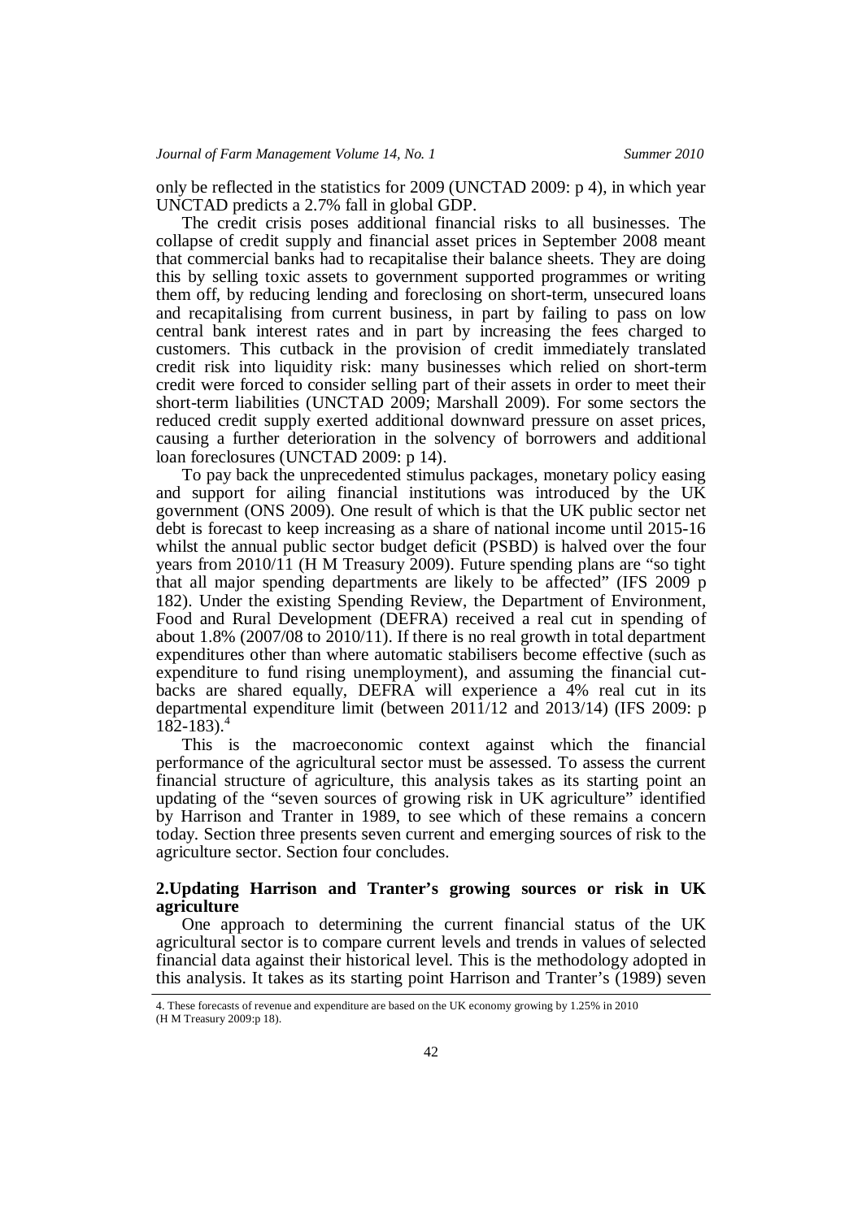only be reflected in the statistics for 2009 (UNCTAD 2009: p 4), in which year UNCTAD predicts a 2.7% fall in global GDP.

The credit crisis poses additional financial risks to all businesses. The collapse of credit supply and financial asset prices in September 2008 meant that commercial banks had to recapitalise their balance sheets. They are doing this by selling toxic assets to government supported programmes or writing them off, by reducing lending and foreclosing on short-term, unsecured loans and recapitalising from current business, in part by failing to pass on low central bank interest rates and in part by increasing the fees charged to customers. This cutback in the provision of credit immediately translated credit risk into liquidity risk: many businesses which relied on short-term credit were forced to consider selling part of their assets in order to meet their short-term liabilities (UNCTAD 2009; Marshall 2009). For some sectors the reduced credit supply exerted additional downward pressure on asset prices, causing a further deterioration in the solvency of borrowers and additional loan foreclosures (UNCTAD 2009: p 14).

To pay back the unprecedented stimulus packages, monetary policy easing and support for ailing financial institutions was introduced by the UK government (ONS 2009). One result of which is that the UK public sector net debt is forecast to keep increasing as a share of national income until 2015-16 whilst the annual public sector budget deficit (PSBD) is halved over the four years from 2010/11 (H M Treasury 2009). Future spending plans are "so tight that all major spending departments are likely to be affected" (IFS 2009 p 182). Under the existing Spending Review, the Department of Environment, Food and Rural Development (DEFRA) received a real cut in spending of about 1.8% (2007/08 to 2010/11). If there is no real growth in total department expenditures other than where automatic stabilisers become effective (such as expenditure to fund rising unemployment), and assuming the financial cut-backs are shared equally, DEFRA will experience a 4% real cut in its departmental expenditure limit (between 2011/12 and 2013/14) (IFS 2009: p 182-183).[4]

This is the macroeconomic context against which the financial performance of the agricultural sector must be assessed. To assess the current financial structure of agriculture, this analysis takes as its starting point an updating of the "seven sources of growing risk in UK agriculture" identified by Harrison and Tranter in 1989, to see which of these remains a concern today. Section three presents seven current and emerging sources of risk to the agriculture sector. Section four concludes.

## 2. Updating Harrison and Tranter's growing sources or risk in UK agriculture

One approach to determining the current financial status of the UK agricultural sector is to compare current levels and trends in values of selected financial data against their historical level. This is the methodology adopted in this analysis. It takes as its starting point Harrison and Tranter's (1989) seven

4. These forecasts of revenue and expenditure are based on the UK economy growing by 1.25% in 2010 (H M Treasury 2009:p 18).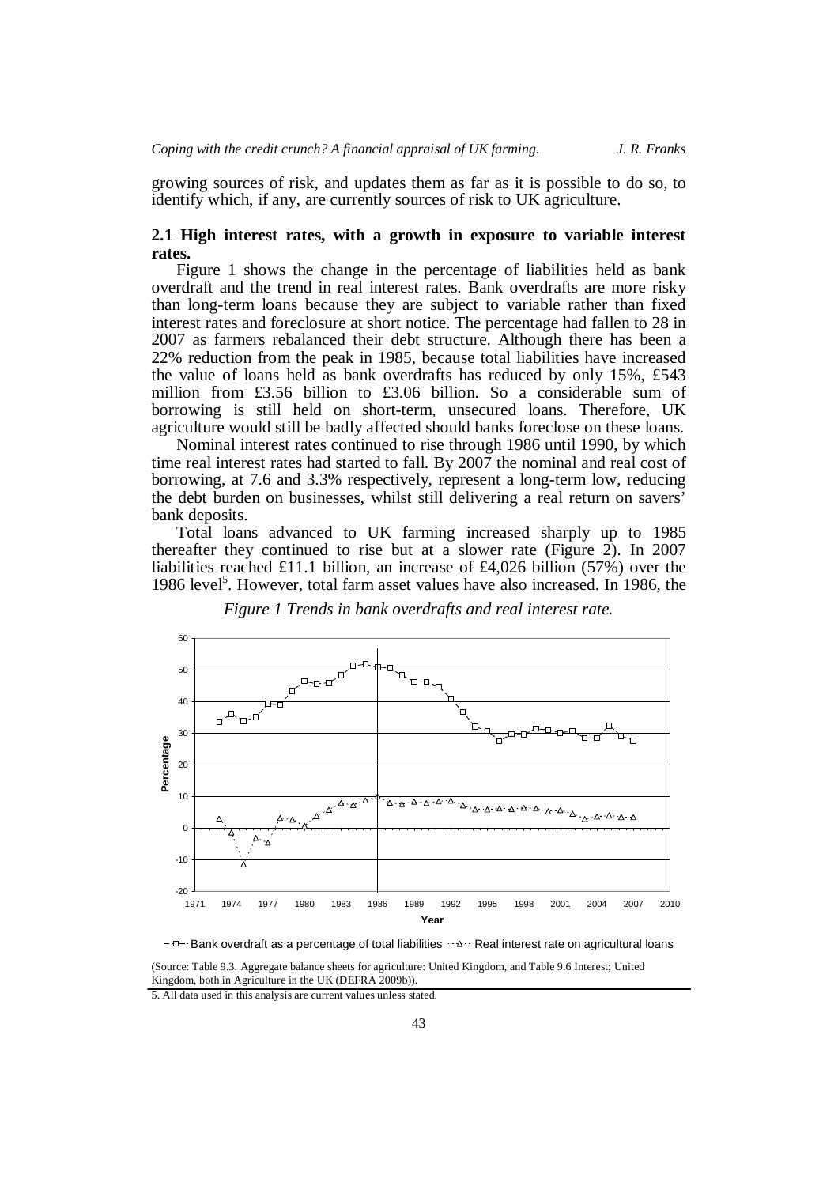growing sources of risk, and updates them as far as it is possible to do so, to identify which, if any, are currently sources of risk to UK agriculture.

### 2.1 High interest rates, with a growth in exposure to variable interest rates.

Figure 1 shows the change in the percentage of liabilities held as bank overdraft and the trend in real interest rates. Bank overdrafts are more risky than long-term loans because they are subject to variable rather than fixed interest rates and foreclosure at short notice. The percentage had fallen to 28 in 2007 as farmers rebalanced their debt structure. Although there has been a 22% reduction from the peak in 1985, because total liabilities have increased the value of loans held as bank overdrafts has reduced by only 15%, £543 million from £3.56 billion to £3.06 billion. So a considerable sum of borrowing is still held on short-term, unsecured loans. Therefore, UK agriculture would still be badly affected should banks foreclose on these loans.

Nominal interest rates continued to rise through 1986 until 1990, by which time real interest rates had started to fall. By 2007 the nominal and real cost of borrowing, at 7.6 and 3.3% respectively, represent a long-term low, reducing the debt burden on businesses, whilst still delivering a real return on savers' bank deposits.

Total loans advanced to UK farming increased sharply up to 1985 thereafter they continued to rise but at a slower rate (Figure 2). In 2007 liabilities reached £11.1 billion, an increase of £4,026 billion (57%) over the 1986 level[5]. However, total farm asset values have also increased. In 1986, the

*Figure 1 Trends in bank overdrafts and real interest rate.*

(Source: Table 9.3. Aggregate balance sheets for agriculture: United Kingdom, and Table 9.6 Interest; United Kingdom, both in Agriculture in the UK (DEFRA 2009b)).

5. All data used in this analysis are current values unless stated.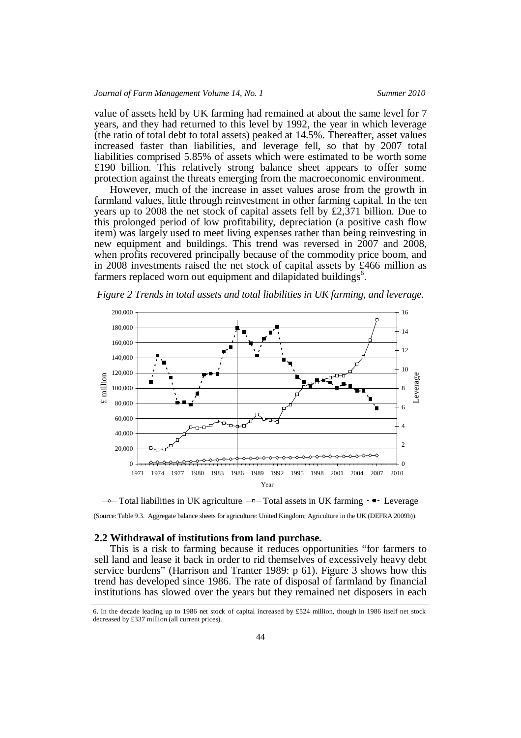value of assets held by UK farming had remained at about the same level for 7 years, and they had returned to this level by 1992, the year in which leverage (the ratio of total debt to total assets) peaked at 14.5%. Thereafter, asset values increased faster than liabilities, and leverage fell, so that by 2007 total liabilities comprised 5.85% of assets which were estimated to be worth some £190 billion. This relatively strong balance sheet appears to offer some protection against the threats emerging from the macroeconomic environment.

However, much of the increase in asset values arose from the growth in farmland values, little through reinvestment in other farming capital. In the ten years up to 2008 the net stock of capital assets fell by £2,371 billion. Due to this prolonged period of low profitability, depreciation (a positive cash flow item) was largely used to meet living expenses rather than being reinvesting in new equipment and buildings. This trend was reversed in 2007 and 2008, when profits recovered principally because of the commodity price boom, and in 2008 investments raised the net stock of capital assets by £466 million as farmers replaced worn out equipment and dilapidated buildings[6].

*Figure 2 Trends in total assets and total liabilities in UK farming, and leverage.*

(Source: Table 9.3. Aggregate balance sheets for agriculture: United Kingdom; Agriculture in the UK (DEFRA 2009b)).

### 2.2 Withdrawal of institutions from land purchase.

This is a risk to farming because it reduces opportunities "for farmers to sell land and lease it back in order to rid themselves of excessively heavy debt service burdens" (Harrison and Tranter 1989: p 61). Figure 3 shows how this trend has developed since 1986. The rate of disposal of farmland by financial institutions has slowed over the years but they remained net disposers in each

6. In the decade leading up to 1986 net stock of capital increased by £524 million, though in 1986 itself net stock decreased by £337 million (all current prices).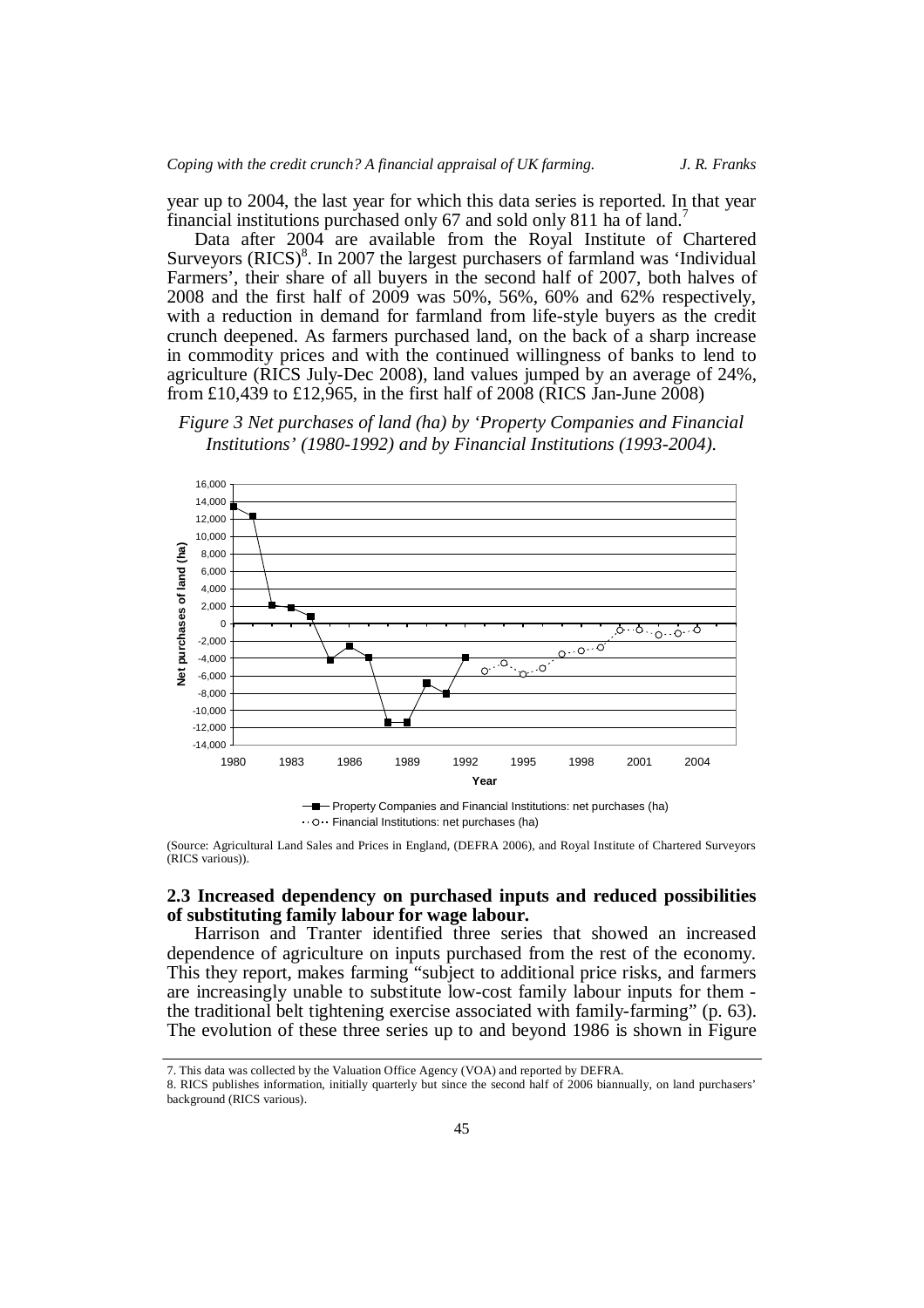year up to 2004, the last year for which this data series is reported. In that year financial institutions purchased only 67 and sold only 811 ha of land.[7]

Data after 2004 are available from the Royal Institute of Chartered Surveyors (RICS)[8]. In 2007 the largest purchasers of farmland was 'Individual Farmers', their share of all buyers in the second half of 2007, both halves of 2008 and the first half of 2009 was 50%, 56%, 60% and 62% respectively, with a reduction in demand for farmland from life-style buyers as the credit crunch deepened. As farmers purchased land, on the back of a sharp increase in commodity prices and with the continued willingness of banks to lend to agriculture (RICS July-Dec 2008), land values jumped by an average of 24%, from £10,439 to £12,965, in the first half of 2008 (RICS Jan-June 2008)

*Figure 3 Net purchases of land (ha) by 'Property Companies and Financial Institutions' (1980-1992) and by Financial Institutions (1993-2004).*

(Source: Agricultural Land Sales and Prices in England, (DEFRA 2006), and Royal Institute of Chartered Surveyors (RICS various)).

### 2.3 Increased dependency on purchased inputs and reduced possibilities of substituting family labour for wage labour.

Harrison and Tranter identified three series that showed an increased dependence of agriculture on inputs purchased from the rest of the economy. This they report, makes farming "subject to additional price risks, and farmers are increasingly unable to substitute low-cost family labour inputs for them - the traditional belt tightening exercise associated with family-farming" (p. 63). The evolution of these three series up to and beyond 1986 is shown in Figure

7. This data was collected by the Valuation Office Agency (VOA) and reported by DEFRA.

8. RICS publishes information, initially quarterly but since the second half of 2006 biannually, on land purchasers' background (RICS various).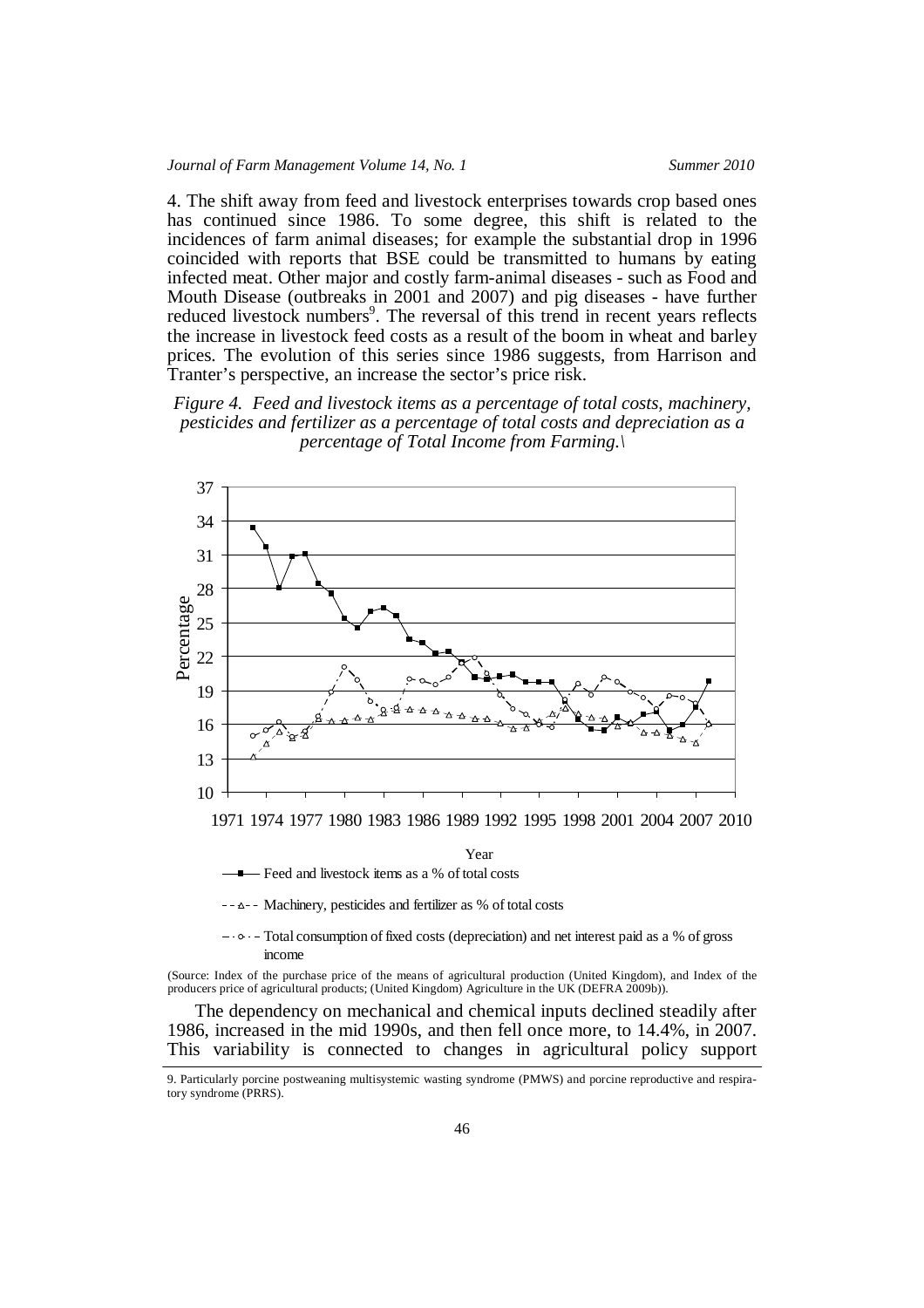4. The shift away from feed and livestock enterprises towards crop based ones has continued since 1986. To some degree, this shift is related to the incidences of farm animal diseases; for example the substantial drop in 1996 coincided with reports that BSE could be transmitted to humans by eating infected meat. Other major and costly farm-animal diseases - such as Food and Mouth Disease (outbreaks in 2001 and 2007) and pig diseases - have further reduced livestock numbers[9]. The reversal of this trend in recent years reflects the increase in livestock feed costs as a result of the boom in wheat and barley prices. The evolution of this series since 1986 suggests, from Harrison and Tranter's perspective, an increase the sector's price risk.

*Figure 4. Feed and livestock items as a percentage of total costs, machinery, pesticides and fertilizer as a percentage of total costs and depreciation as a percentage of Total Income from Farming.\*

(Source: Index of the purchase price of the means of agricultural production (United Kingdom), and Index of the producers price of agricultural products; (United Kingdom) Agriculture in the UK (DEFRA 2009b)).

The dependency on mechanical and chemical inputs declined steadily after 1986, increased in the mid 1990s, and then fell once more, to 14.4%, in 2007. This variability is connected to changes in agricultural policy support

9. Particularly porcine postweaning multisystemic wasting syndrome (PMWS) and porcine reproductive and respiratory syndrome (PRRS).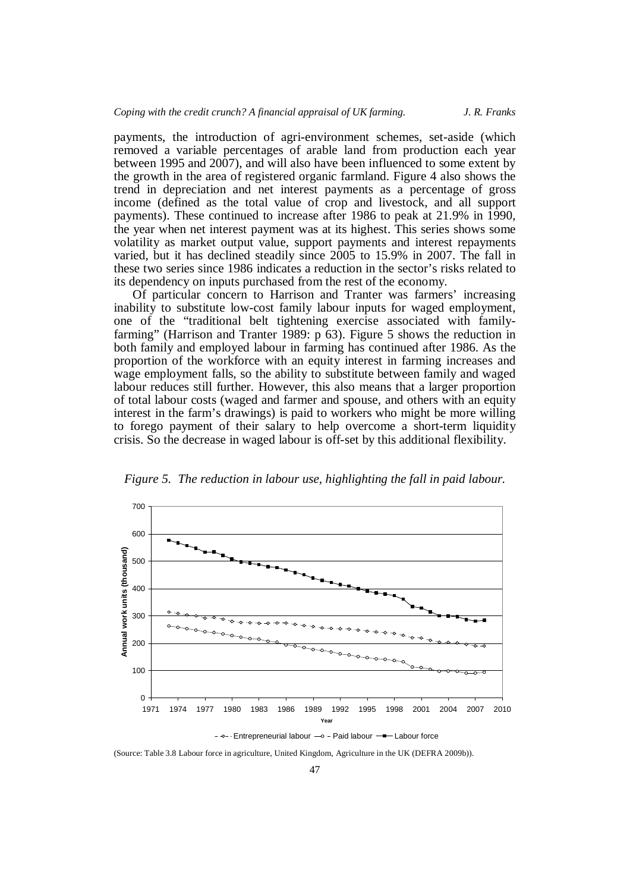payments, the introduction of agri-environment schemes, set-aside (which removed a variable percentages of arable land from production each year between 1995 and 2007), and will also have been influenced to some extent by the growth in the area of registered organic farmland. Figure 4 also shows the trend in depreciation and net interest payments as a percentage of gross income (defined as the total value of crop and livestock, and all support payments). These continued to increase after 1986 to peak at 21.9% in 1990, the year when net interest payment was at its highest. This series shows some volatility as market output value, support payments and interest repayments varied, but it has declined steadily since 2005 to 15.9% in 2007. The fall in these two series since 1986 indicates a reduction in the sector's risks related to its dependency on inputs purchased from the rest of the economy.

Of particular concern to Harrison and Tranter was farmers' increasing inability to substitute low-cost family labour inputs for waged employment, one of the "traditional belt tightening exercise associated with family-farming" (Harrison and Tranter 1989: p 63). Figure 5 shows the reduction in both family and employed labour in farming has continued after 1986. As the proportion of the workforce with an equity interest in farming increases and wage employment falls, so the ability to substitute between family and waged labour reduces still further. However, this also means that a larger proportion of total labour costs (waged and farmer and spouse, and others with an equity interest in the farm's drawings) is paid to workers who might be more willing to forego payment of their salary to help overcome a short-term liquidity crisis. So the decrease in waged labour is off-set by this additional flexibility.

*Figure 5. The reduction in labour use, highlighting the fall in paid labour.*

(Source: Table 3.8 Labour force in agriculture, United Kingdom, Agriculture in the UK (DEFRA 2009b)).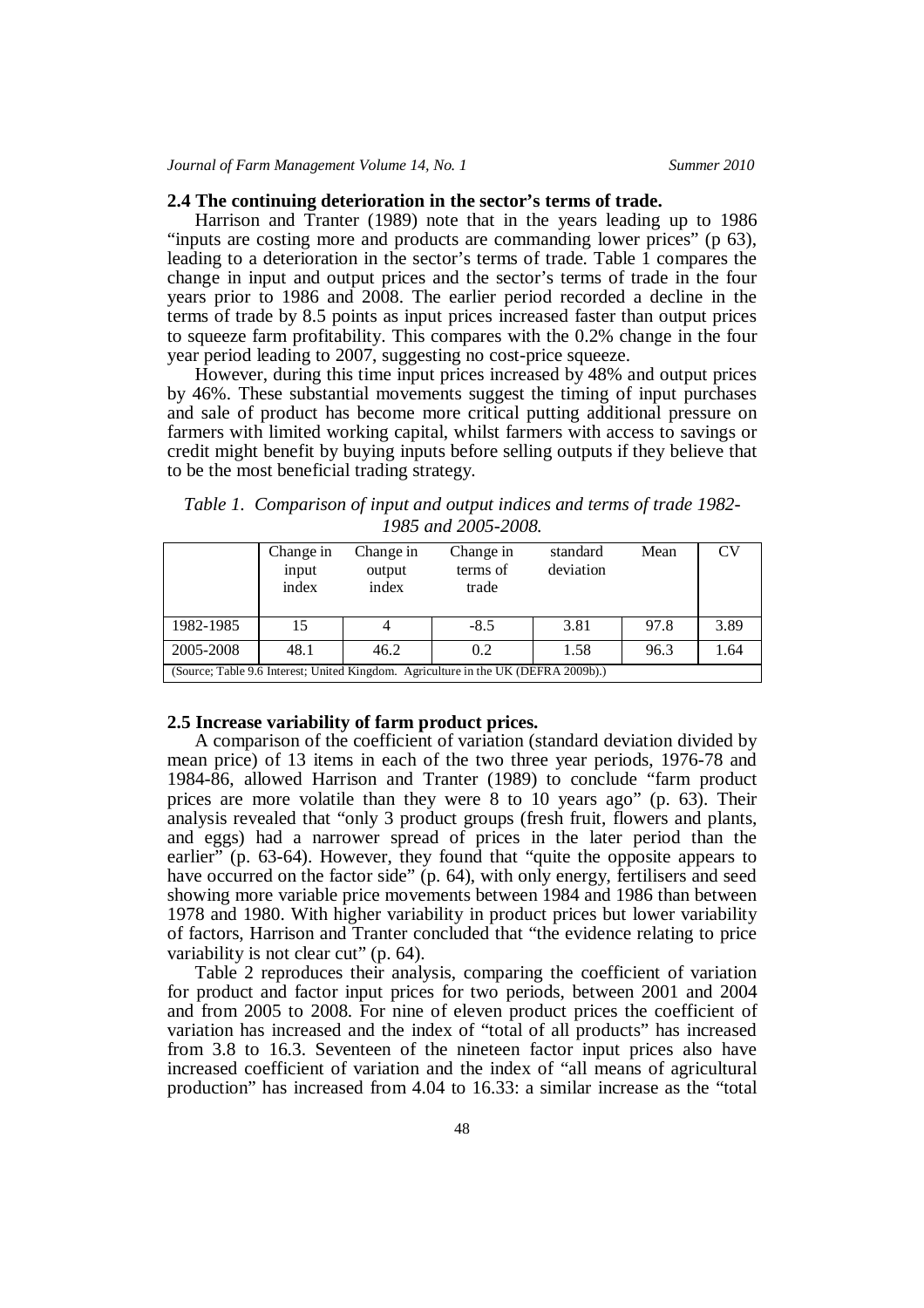### 2.4 The continuing deterioration in the sector's terms of trade.

Harrison and Tranter (1989) note that in the years leading up to 1986 "inputs are costing more and products are commanding lower prices" (p 63), leading to a deterioration in the sector's terms of trade. Table 1 compares the change in input and output prices and the sector's terms of trade in the four years prior to 1986 and 2008. The earlier period recorded a decline in the terms of trade by 8.5 points as input prices increased faster than output prices to squeeze farm profitability. This compares with the 0.2% change in the four year period leading to 2007, suggesting no cost-price squeeze.

However, during this time input prices increased by 48% and output prices by 46%. These substantial movements suggest the timing of input purchases and sale of product has become more critical putting additional pressure on farmers with limited working capital, whilst farmers with access to savings or credit might benefit by buying inputs before selling outputs if they believe that to be the most beneficial trading strategy.

*Table 1. Comparison of input and output indices and terms of trade 1982-1985 and 2005-2008.*

| | Change in input index | Change in output index | Change in terms of trade | standard deviation | Mean | CV |
|---|---|---|---|---|---|---|
| 1982-1985 | 15 | 4 | -8.5 | 3.81 | 97.8 | 3.89 |
| 2005-2008 | 48.1 | 46.2 | 0.2 | 1.58 | 96.3 | 1.64 |

(Source; Table 9.6 Interest; United Kingdom. Agriculture in the UK (DEFRA 2009b).)

### 2.5 Increase variability of farm product prices.

A comparison of the coefficient of variation (standard deviation divided by mean price) of 13 items in each of the two three year periods, 1976-78 and 1984-86, allowed Harrison and Tranter (1989) to conclude "farm product prices are more volatile than they were 8 to 10 years ago" (p. 63). Their analysis revealed that "only 3 product groups (fresh fruit, flowers and plants, and eggs) had a narrower spread of prices in the later period than the earlier" (p. 63-64). However, they found that "quite the opposite appears to have occurred on the factor side" (p. 64), with only energy, fertilisers and seed showing more variable price movements between 1984 and 1986 than between 1978 and 1980. With higher variability in product prices but lower variability of factors, Harrison and Tranter concluded that "the evidence relating to price variability is not clear cut" (p. 64).

Table 2 reproduces their analysis, comparing the coefficient of variation for product and factor input prices for two periods, between 2001 and 2004 and from 2005 to 2008. For nine of eleven product prices the coefficient of variation has increased and the index of "total of all products" has increased from 3.8 to 16.3. Seventeen of the nineteen factor input prices also have increased coefficient of variation and the index of "all means of agricultural production" has increased from 4.04 to 16.33: a similar increase as the "total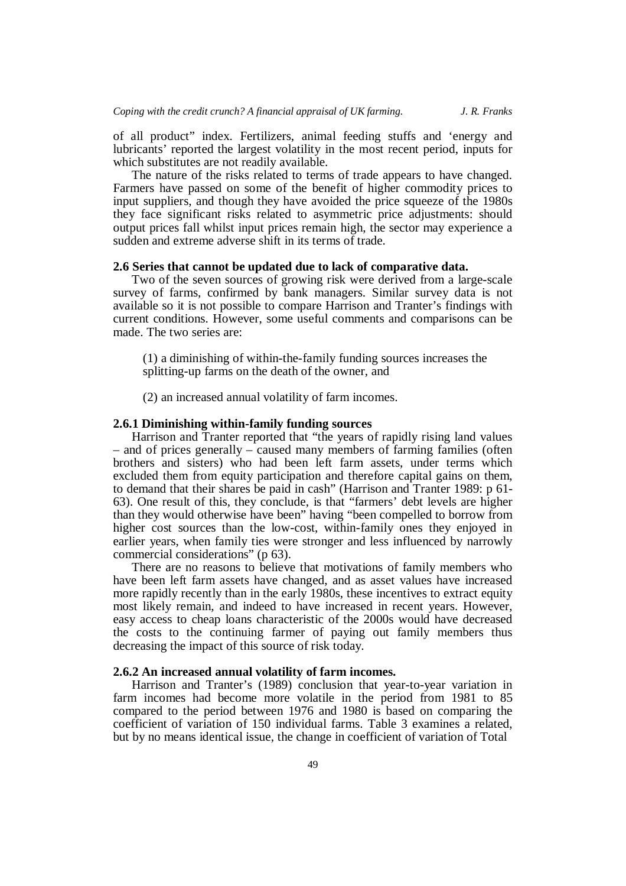of all product" index. Fertilizers, animal feeding stuffs and 'energy and lubricants' reported the largest volatility in the most recent period, inputs for which substitutes are not readily available.

The nature of the risks related to terms of trade appears to have changed. Farmers have passed on some of the benefit of higher commodity prices to input suppliers, and though they have avoided the price squeeze of the 1980s they face significant risks related to asymmetric price adjustments: should output prices fall whilst input prices remain high, the sector may experience a sudden and extreme adverse shift in its terms of trade.

### 2.6 Series that cannot be updated due to lack of comparative data.

Two of the seven sources of growing risk were derived from a large-scale survey of farms, confirmed by bank managers. Similar survey data is not available so it is not possible to compare Harrison and Tranter's findings with current conditions. However, some useful comments and comparisons can be made. The two series are:

(1) a diminishing of within-the-family funding sources increases the splitting-up farms on the death of the owner, and

(2) an increased annual volatility of farm incomes.

#### 2.6.1 Diminishing within-family funding sources

Harrison and Tranter reported that "the years of rapidly rising land values – and of prices generally – caused many members of farming families (often brothers and sisters) who had been left farm assets, under terms which excluded them from equity participation and therefore capital gains on them, to demand that their shares be paid in cash" (Harrison and Tranter 1989: p 61-63). One result of this, they conclude, is that "farmers' debt levels are higher than they would otherwise have been" having "been compelled to borrow from higher cost sources than the low-cost, within-family ones they enjoyed in earlier years, when family ties were stronger and less influenced by narrowly commercial considerations" (p 63).

There are no reasons to believe that motivations of family members who have been left farm assets have changed, and as asset values have increased more rapidly recently than in the early 1980s, these incentives to extract equity most likely remain, and indeed to have increased in recent years. However, easy access to cheap loans characteristic of the 2000s would have decreased the costs to the continuing farmer of paying out family members thus decreasing the impact of this source of risk today.

#### 2.6.2 An increased annual volatility of farm incomes.

Harrison and Tranter's (1989) conclusion that year-to-year variation in farm incomes had become more volatile in the period from 1981 to 85 compared to the period between 1976 and 1980 is based on comparing the coefficient of variation of 150 individual farms. Table 3 examines a related, but by no means identical issue, the change in coefficient of variation of Total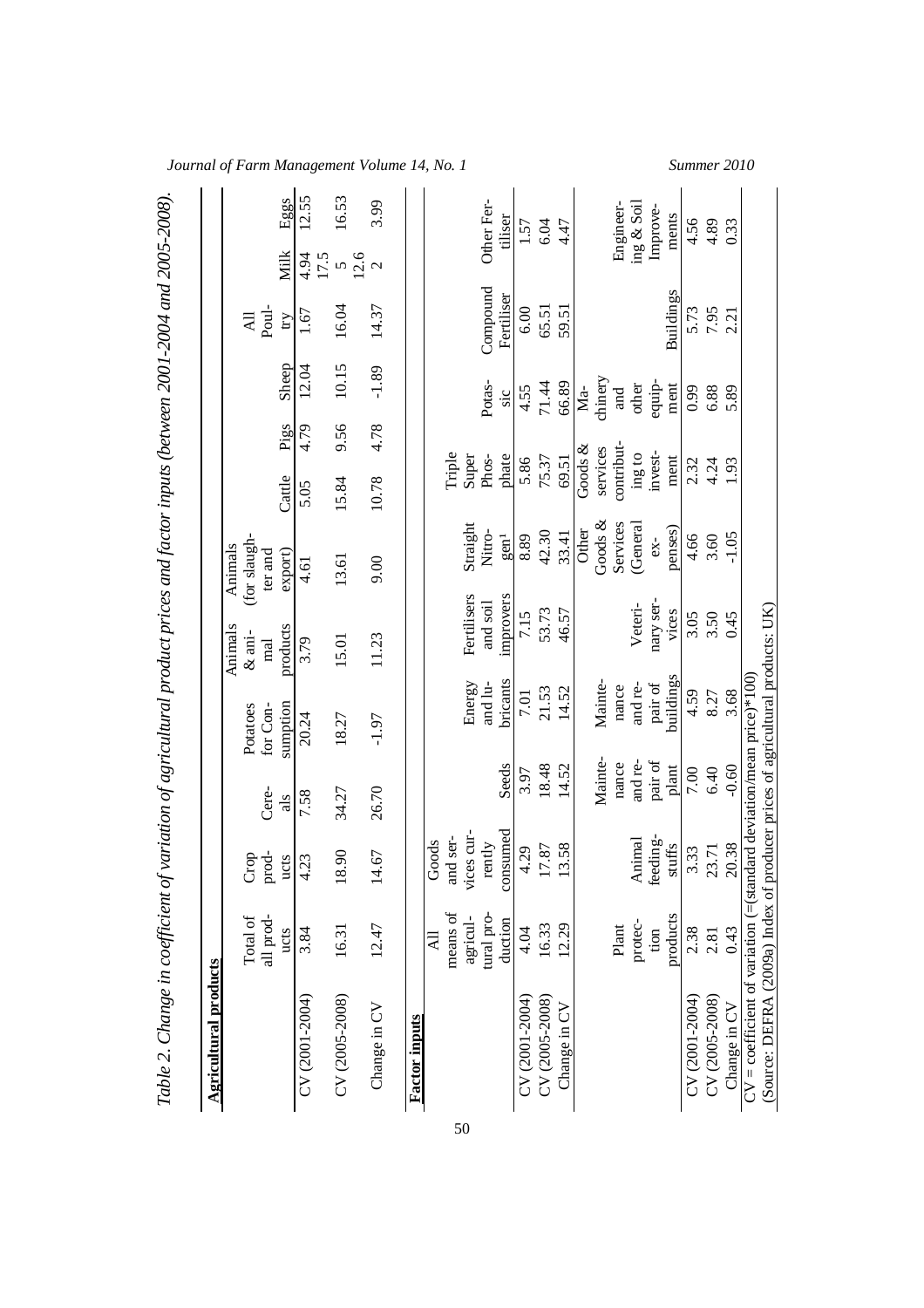*Table 2. Change in coefficient of variation of agricultural product prices and factor inputs (between 2001-2004 and 2005-2008).*

**Agricultural products**

| | Total of all products | Crop products | Cereals | Potatoes for Consumption | Animals & animal products | Animals (for slaughter and export) | Cattle | Pigs | Sheep | All Poultry | Milk | Eggs |
|---|---|---|---|---|---|---|---|---|---|---|---|---|
| CV (2001-2004) | 3.84 | 4.23 | 7.58 | 20.24 | 3.79 | 4.61 | 5.05 | 4.79 | 12.04 | 1.67 | 4.94 | 12.55 |
| CV (2005-2008) | 16.31 | 18.90 | 34.27 | 18.27 | 15.01 | 13.61 | 15.84 | 9.56 | 10.15 | 16.04 | 17.55 | 16.53 |
| Change in CV | 12.47 | 14.67 | 26.70 | -1.97 | 11.23 | 9.00 | 10.78 | 4.78 | -1.89 | 14.37 | 12.62 | 3.99 |

**Factor inputs**

| | All means of agricultural production | Goods and services currently consumed | Seeds | Energy and lubricants | Fertilisers and soil improvers | Straight Nitrogen[1] | Triple Super Phosphate | Potassic | Compound Fertiliser | Other Fertiliser |
|---|---|---|---|---|---|---|---|---|---|---|
| CV (2001-2004) | 4.04 | 4.29 | 3.97 | 7.01 | 7.15 | 8.89 | 5.86 | 4.55 | 6.00 | 1.57 |
| CV (2005-2008) | 16.33 | 17.87 | 18.48 | 21.53 | 53.73 | 42.30 | 75.37 | 71.44 | 65.51 | 6.04 |
| Change in CV | 12.29 | 13.58 | 14.52 | 14.52 | 46.57 | 33.41 | 69.51 | 66.89 | 59.51 | 4.47 |

| | Plant protection products | Animal feedingstuffs | Maintenance and repair of plant | Maintenance and repair of buildings | Veterinary services | Other Goods & Services (General expenses) | Goods & services contributing to investment | Machinery and other equipment | Buildings | Engineering & Soil Improvements |
|---|---|---|---|---|---|---|---|---|---|---|
| CV (2001-2004) | 2.38 | 3.33 | 7.00 | 4.59 | 3.05 | 4.66 | 2.32 | 0.99 | 5.73 | 4.56 |
| CV (2005-2008) | 2.81 | 23.71 | 6.40 | 8.27 | 3.50 | 3.60 | 4.24 | 6.88 | 7.95 | 4.89 |
| Change in CV | 0.43 | 20.38 | -0.60 | 3.68 | 0.45 | -1.05 | 1.93 | 5.89 | 2.21 | 0.33 |

CV = coefficient of variation (=(standard deviation/mean price)*100)
(Source: DEFRA (2009a) Index of producer prices of agricultural products: UK)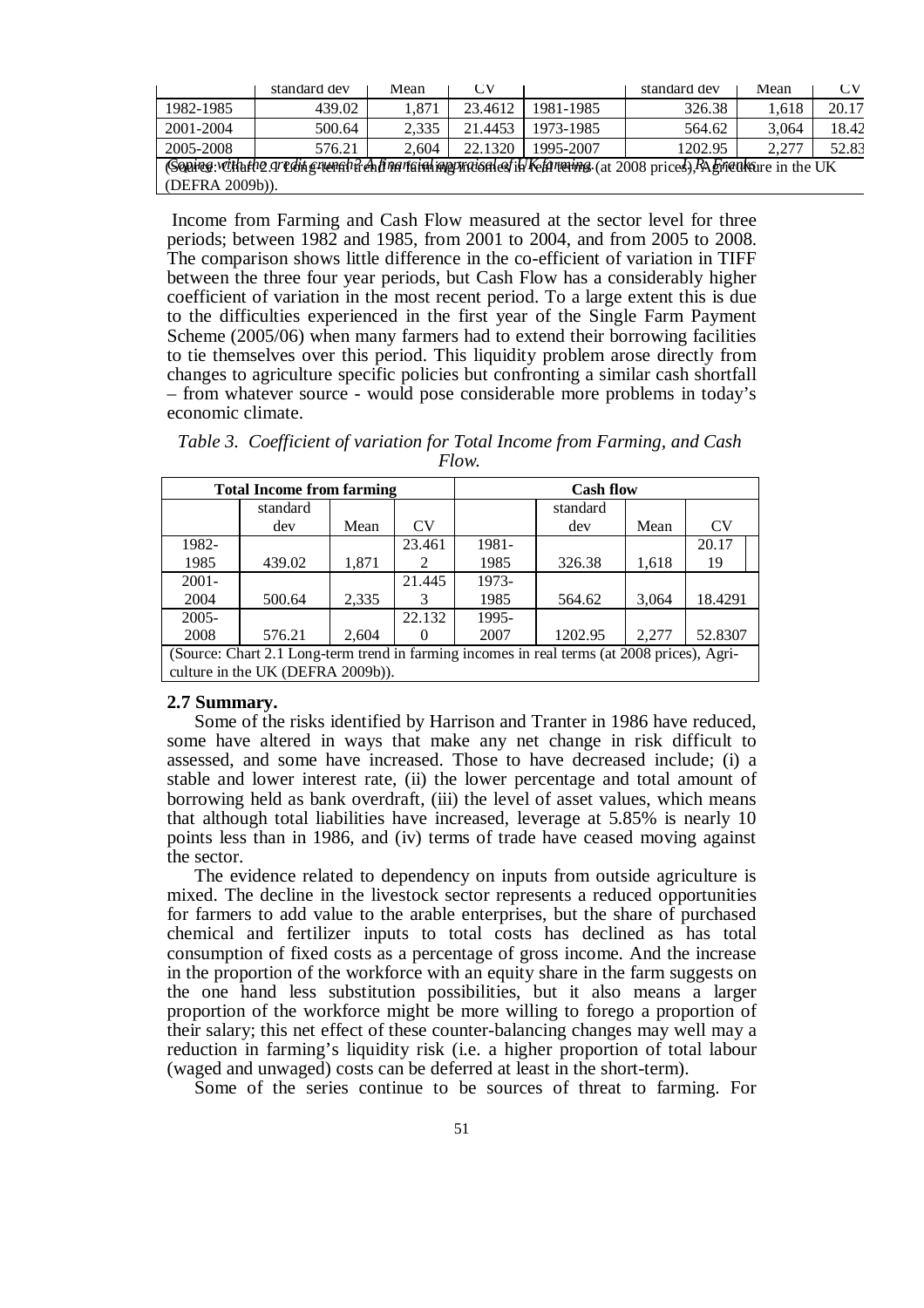| | standard dev | Mean | CV | | standard dev | Mean | CV |
|---|---|---|---|---|---|---|---|
| 1982-1985 | 439.02 | 1,871 | 23.4612 | 1981-1985 | 326.38 | 1,618 | 20.17 |
| 2001-2004 | 500.64 | 2,335 | 21.4453 | 1973-1985 | 564.62 | 3,064 | 18.42 |
| 2005-2008 | 576.21 | 2,604 | 22.1320 | 1995-2007 | 1202.95 | 2,277 | 52.83 |

(Source: Chart 2.1 Long-term trend in farming incomes in real terms (at 2008 prices), Agriculture in the UK (DEFRA 2009b)).

Income from Farming and Cash Flow measured at the sector level for three periods; between 1982 and 1985, from 2001 to 2004, and from 2005 to 2008. The comparison shows little difference in the co-efficient of variation in TIFF between the three four year periods, but Cash Flow has a considerably higher coefficient of variation in the most recent period. To a large extent this is due to the difficulties experienced in the first year of the Single Farm Payment Scheme (2005/06) when many farmers had to extend their borrowing facilities to tie themselves over this period. This liquidity problem arose directly from changes to agriculture specific policies but confronting a similar cash shortfall – from whatever source - would pose considerable more problems in today's economic climate.

*Table 3. Coefficient of variation for Total Income from Farming, and Cash Flow.*

| Total Income from farming | | | | Cash flow | | | |
|---|---|---|---|---|---|---|---|
| | standard dev | Mean | CV | | standard dev | Mean | CV |
| 1982-1985 | 439.02 | 1,871 | 23.4612 | 1981-1985 | 326.38 | 1,618 | 20.1719 |
| 2001-2004 | 500.64 | 2,335 | 21.4453 | 1973-1985 | 564.62 | 3,064 | 18.4291 |
| 2005-2008 | 576.21 | 2,604 | 22.1320 | 1995-2007 | 1202.95 | 2,277 | 52.8307 |

(Source: Chart 2.1 Long-term trend in farming incomes in real terms (at 2008 prices), Agriculture in the UK (DEFRA 2009b)).

**2.7 Summary.**

Some of the risks identified by Harrison and Tranter in 1986 have reduced, some have altered in ways that make any net change in risk difficult to assessed, and some have increased. Those to have decreased include; (i) a stable and lower interest rate, (ii) the lower percentage and total amount of borrowing held as bank overdraft, (iii) the level of asset values, which means that although total liabilities have increased, leverage at 5.85% is nearly 10 points less than in 1986, and (iv) terms of trade have ceased moving against the sector.

The evidence related to dependency on inputs from outside agriculture is mixed. The decline in the livestock sector represents a reduced opportunities for farmers to add value to the arable enterprises, but the share of purchased chemical and fertilizer inputs to total costs has declined as has total consumption of fixed costs as a percentage of gross income. And the increase in the proportion of the workforce with an equity share in the farm suggests on the one hand less substitution possibilities, but it also means a larger proportion of the workforce might be more willing to forego a proportion of their salary; this net effect of these counter-balancing changes may well may a reduction in farming's liquidity risk (i.e. a higher proportion of total labour (waged and unwaged) costs can be deferred at least in the short-term).

Some of the series continue to be sources of threat to farming. For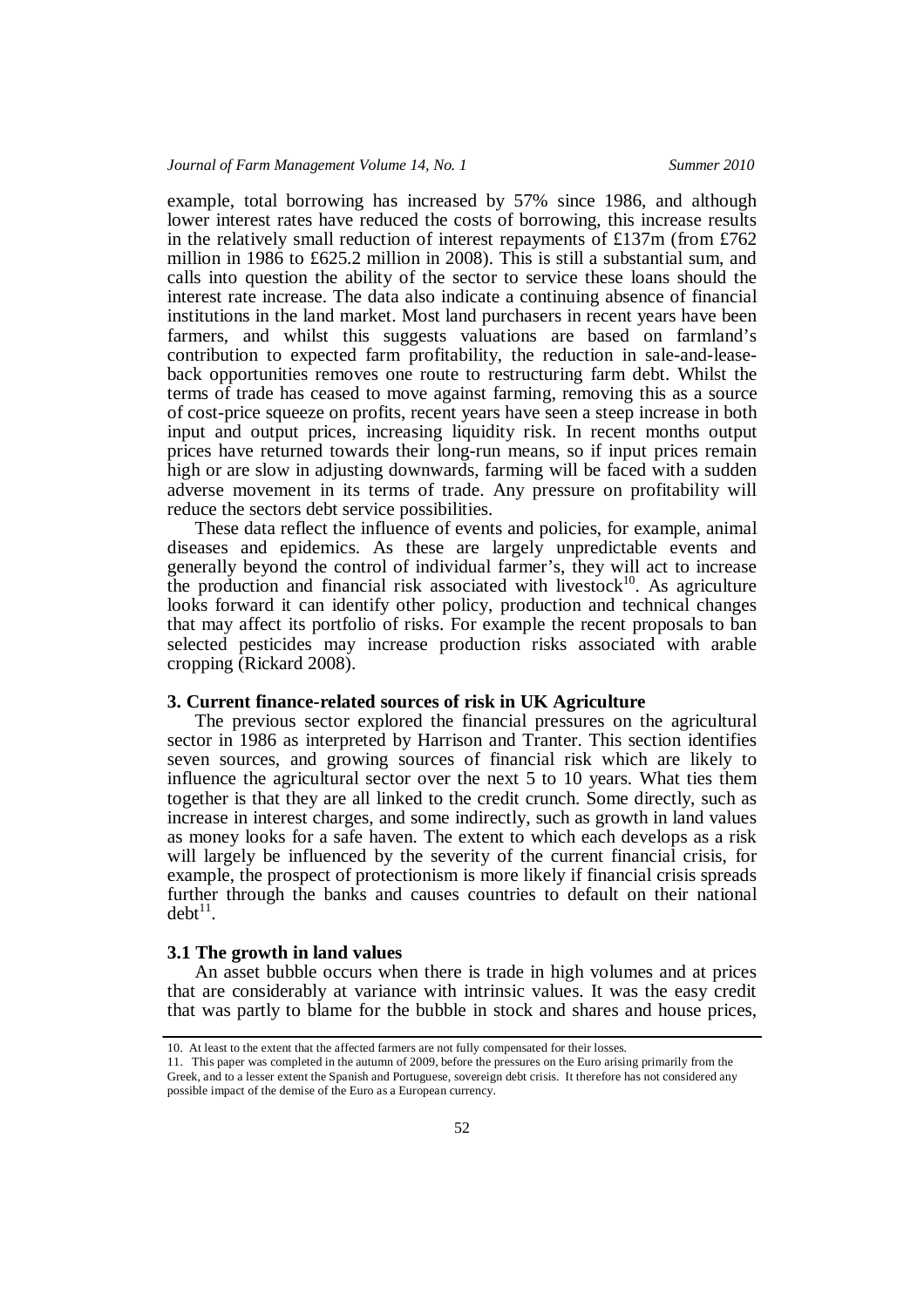example, total borrowing has increased by 57% since 1986, and although lower interest rates have reduced the costs of borrowing, this increase results in the relatively small reduction of interest repayments of £137m (from £762 million in 1986 to £625.2 million in 2008). This is still a substantial sum, and calls into question the ability of the sector to service these loans should the interest rate increase. The data also indicate a continuing absence of financial institutions in the land market. Most land purchasers in recent years have been farmers, and whilst this suggests valuations are based on farmland's contribution to expected farm profitability, the reduction in sale-and-lease-back opportunities removes one route to restructuring farm debt. Whilst the terms of trade has ceased to move against farming, removing this as a source of cost-price squeeze on profits, recent years have seen a steep increase in both input and output prices, increasing liquidity risk. In recent months output prices have returned towards their long-run means, so if input prices remain high or are slow in adjusting downwards, farming will be faced with a sudden adverse movement in its terms of trade. Any pressure on profitability will reduce the sectors debt service possibilities.

These data reflect the influence of events and policies, for example, animal diseases and epidemics. As these are largely unpredictable events and generally beyond the control of individual farmer's, they will act to increase the production and financial risk associated with livestock[10]. As agriculture looks forward it can identify other policy, production and technical changes that may affect its portfolio of risks. For example the recent proposals to ban selected pesticides may increase production risks associated with arable cropping (Rickard 2008).

## 3. Current finance-related sources of risk in UK Agriculture

The previous sector explored the financial pressures on the agricultural sector in 1986 as interpreted by Harrison and Tranter. This section identifies seven sources, and growing sources of financial risk which are likely to influence the agricultural sector over the next 5 to 10 years. What ties them together is that they are all linked to the credit crunch. Some directly, such as increase in interest charges, and some indirectly, such as growth in land values as money looks for a safe haven. The extent to which each develops as a risk will largely be influenced by the severity of the current financial crisis, for example, the prospect of protectionism is more likely if financial crisis spreads further through the banks and causes countries to default on their national debt[11].

### 3.1 The growth in land values

An asset bubble occurs when there is trade in high volumes and at prices that are considerably at variance with intrinsic values. It was the easy credit that was partly to blame for the bubble in stock and shares and house prices,

---

10. At least to the extent that the affected farmers are not fully compensated for their losses.

11. This paper was completed in the autumn of 2009, before the pressures on the Euro arising primarily from the Greek, and to a lesser extent the Spanish and Portuguese, sovereign debt crisis. It therefore has not considered any possible impact of the demise of the Euro as a European currency.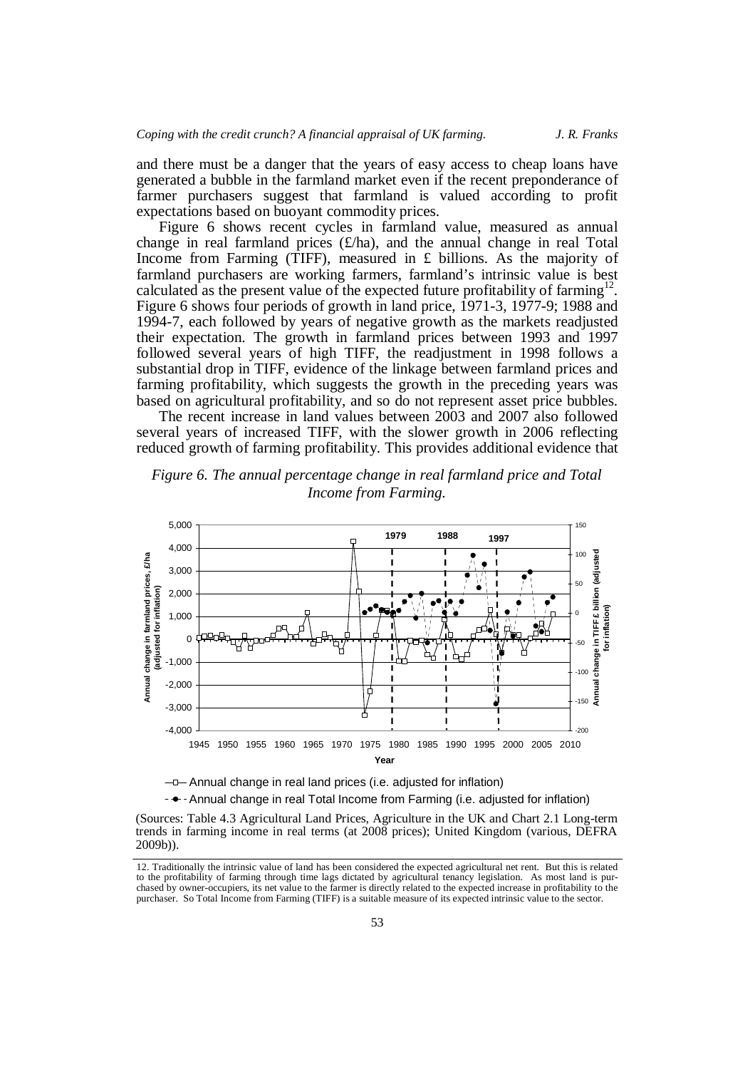and there must be a danger that the years of easy access to cheap loans have generated a bubble in the farmland market even if the recent preponderance of farmer purchasers suggest that farmland is valued according to profit expectations based on buoyant commodity prices.

Figure 6 shows recent cycles in farmland value, measured as annual change in real farmland prices (£/ha), and the annual change in real Total Income from Farming (TIFF), measured in £ billions. As the majority of farmland purchasers are working farmers, farmland's intrinsic value is best calculated as the present value of the expected future profitability of farming[12]. Figure 6 shows four periods of growth in land price, 1971-3, 1977-9; 1988 and 1994-7, each followed by years of negative growth as the markets readjusted their expectation. The growth in farmland prices between 1993 and 1997 followed several years of high TIFF, the readjustment in 1998 follows a substantial drop in TIFF, evidence of the linkage between farmland prices and farming profitability, which suggests the growth in the preceding years was based on agricultural profitability, and so do not represent asset price bubbles.

The recent increase in land values between 2003 and 2007 also followed several years of increased TIFF, with the slower growth in 2006 reflecting reduced growth of farming profitability. This provides additional evidence that

*Figure 6. The annual percentage change in real farmland price and Total Income from Farming.*

(Sources: Table 4.3 Agricultural Land Prices, Agriculture in the UK and Chart 2.1 Long-term trends in farming income in real terms (at 2008 prices); United Kingdom (various, DEFRA 2009b)).

---

12. Traditionally the intrinsic value of land has been considered the expected agricultural net rent. But this is related to the profitability of farming through time lags dictated by agricultural tenancy legislation. As most land is purchased by owner-occupiers, its net value to the farmer is directly related to the expected increase in profitability to the purchaser. So Total Income from Farming (TIFF) is a suitable measure of its expected intrinsic value to the sector.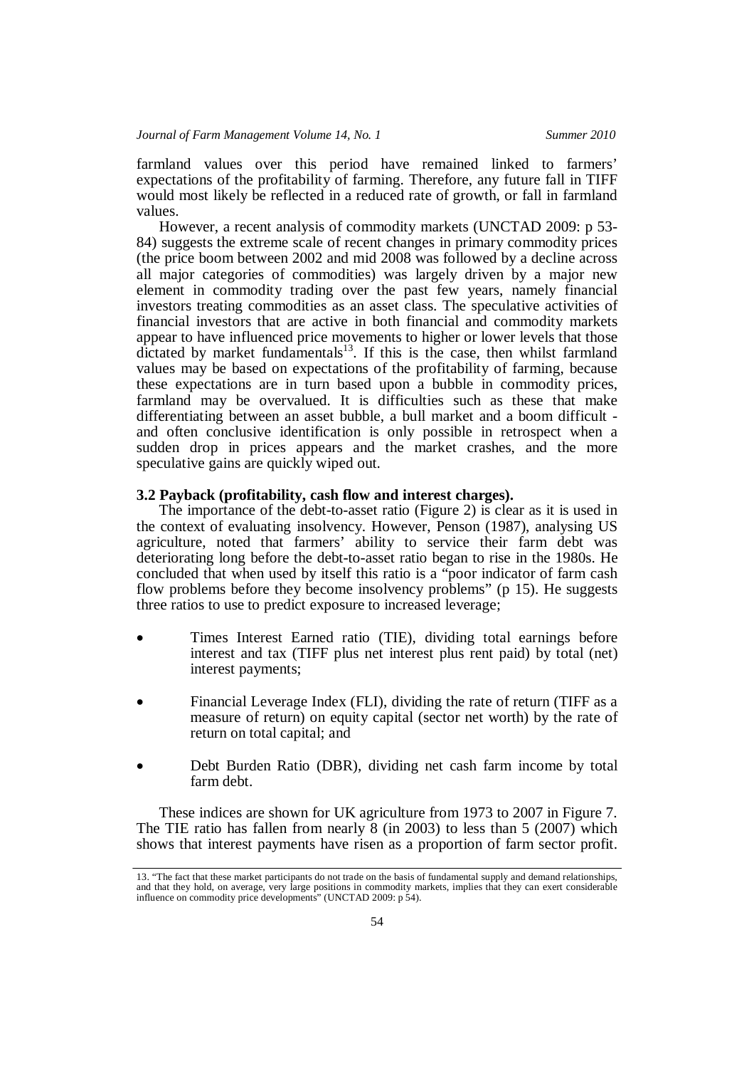farmland values over this period have remained linked to farmers' expectations of the profitability of farming. Therefore, any future fall in TIFF would most likely be reflected in a reduced rate of growth, or fall in farmland values.

However, a recent analysis of commodity markets (UNCTAD 2009: p 53-84) suggests the extreme scale of recent changes in primary commodity prices (the price boom between 2002 and mid 2008 was followed by a decline across all major categories of commodities) was largely driven by a major new element in commodity trading over the past few years, namely financial investors treating commodities as an asset class. The speculative activities of financial investors that are active in both financial and commodity markets appear to have influenced price movements to higher or lower levels that those dictated by market fundamentals[13]. If this is the case, then whilst farmland values may be based on expectations of the profitability of farming, because these expectations are in turn based upon a bubble in commodity prices, farmland may be overvalued. It is difficulties such as these that make differentiating between an asset bubble, a bull market and a boom difficult - and often conclusive identification is only possible in retrospect when a sudden drop in prices appears and the market crashes, and the more speculative gains are quickly wiped out.

### 3.2 Payback (profitability, cash flow and interest charges).

The importance of the debt-to-asset ratio (Figure 2) is clear as it is used in the context of evaluating insolvency. However, Penson (1987), analysing US agriculture, noted that farmers' ability to service their farm debt was deteriorating long before the debt-to-asset ratio began to rise in the 1980s. He concluded that when used by itself this ratio is a "poor indicator of farm cash flow problems before they become insolvency problems" (p 15). He suggests three ratios to use to predict exposure to increased leverage;

- Times Interest Earned ratio (TIE), dividing total earnings before interest and tax (TIFF plus net interest plus rent paid) by total (net) interest payments;
- Financial Leverage Index (FLI), dividing the rate of return (TIFF as a measure of return) on equity capital (sector net worth) by the rate of return on total capital; and
- Debt Burden Ratio (DBR), dividing net cash farm income by total farm debt.

These indices are shown for UK agriculture from 1973 to 2007 in Figure 7. The TIE ratio has fallen from nearly 8 (in 2003) to less than 5 (2007) which shows that interest payments have risen as a proportion of farm sector profit.

13. "The fact that these market participants do not trade on the basis of fundamental supply and demand relationships, and that they hold, on average, very large positions in commodity markets, implies that they can exert considerable influence on commodity price developments" (UNCTAD 2009: p 54).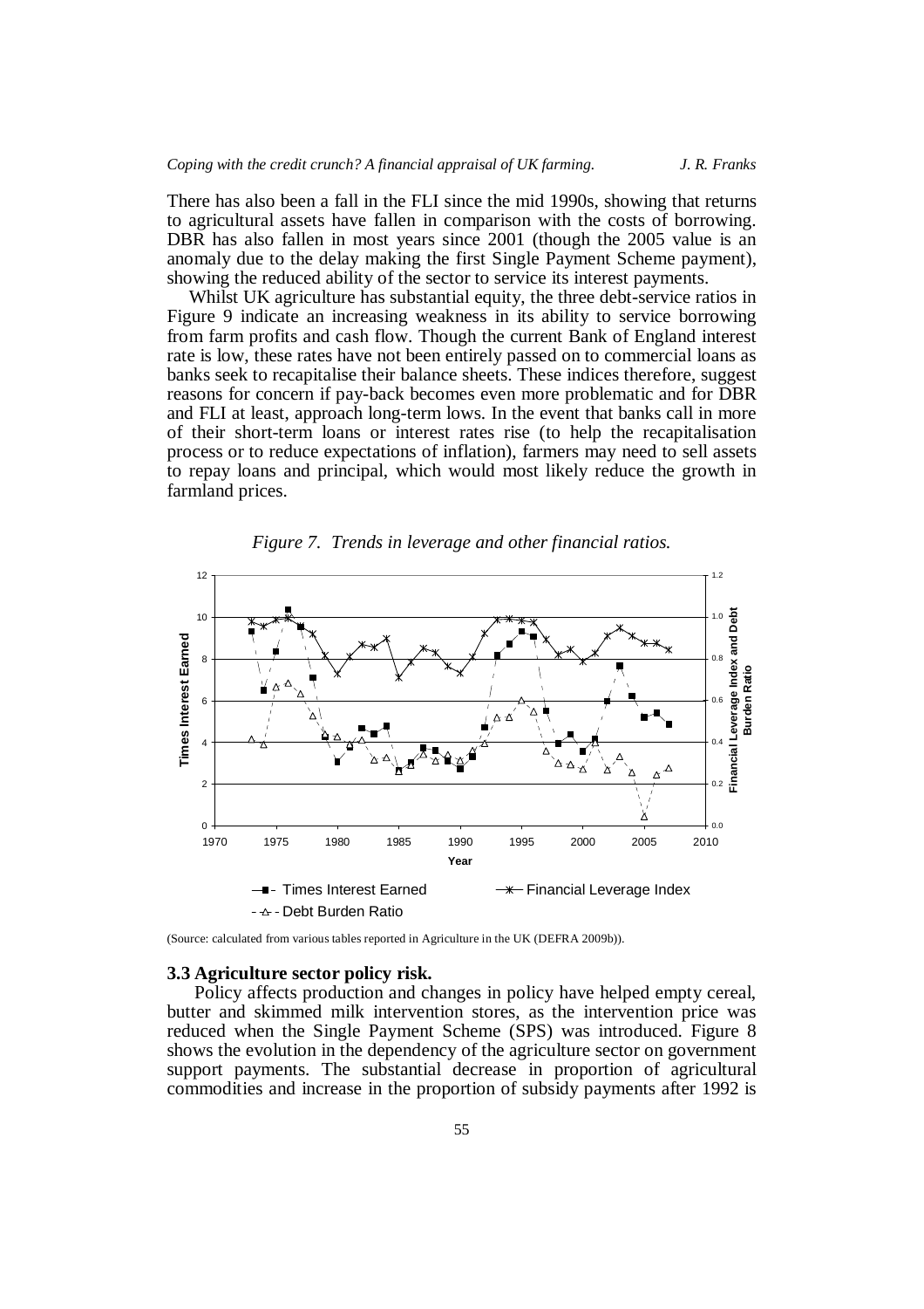There has also been a fall in the FLI since the mid 1990s, showing that returns to agricultural assets have fallen in comparison with the costs of borrowing. DBR has also fallen in most years since 2001 (though the 2005 value is an anomaly due to the delay making the first Single Payment Scheme payment), showing the reduced ability of the sector to service its interest payments.

Whilst UK agriculture has substantial equity, the three debt-service ratios in Figure 9 indicate an increasing weakness in its ability to service borrowing from farm profits and cash flow. Though the current Bank of England interest rate is low, these rates have not been entirely passed on to commercial loans as banks seek to recapitalise their balance sheets. These indices therefore, suggest reasons for concern if pay-back becomes even more problematic and for DBR and FLI at least, approach long-term lows. In the event that banks call in more of their short-term loans or interest rates rise (to help the recapitalisation process or to reduce expectations of inflation), farmers may need to sell assets to repay loans and principal, which would most likely reduce the growth in farmland prices.

*Figure 7. Trends in leverage and other financial ratios.*

(Source: calculated from various tables reported in Agriculture in the UK (DEFRA 2009b)).

### 3.3 Agriculture sector policy risk.

Policy affects production and changes in policy have helped empty cereal, butter and skimmed milk intervention stores, as the intervention price was reduced when the Single Payment Scheme (SPS) was introduced. Figure 8 shows the evolution in the dependency of the agriculture sector on government support payments. The substantial decrease in proportion of agricultural commodities and increase in the proportion of subsidy payments after 1992 is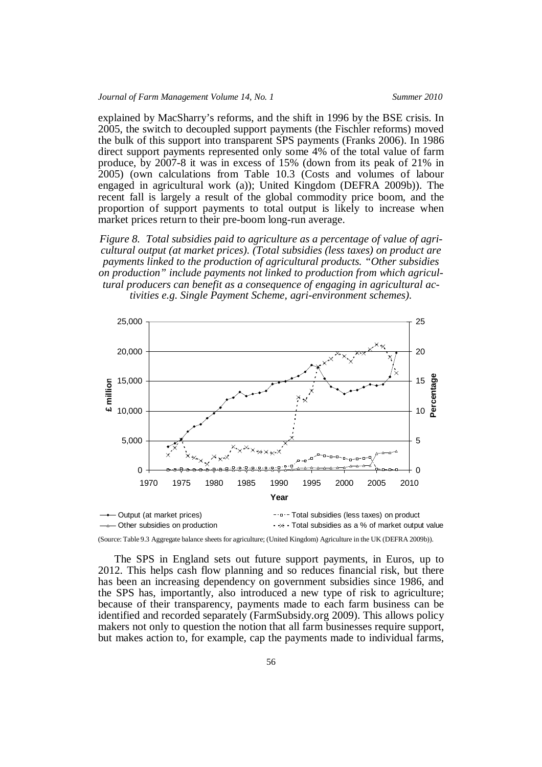explained by MacSharry's reforms, and the shift in 1996 by the BSE crisis. In 2005, the switch to decoupled support payments (the Fischler reforms) moved the bulk of this support into transparent SPS payments (Franks 2006). In 1986 direct support payments represented only some 4% of the total value of farm produce, by 2007-8 it was in excess of 15% (down from its peak of 21% in 2005) (own calculations from Table 10.3 (Costs and volumes of labour engaged in agricultural work (a)); United Kingdom (DEFRA 2009b)). The recent fall is largely a result of the global commodity price boom, and the proportion of support payments to total output is likely to increase when market prices return to their pre-boom long-run average.

*Figure 8. Total subsidies paid to agriculture as a percentage of value of agricultural output (at market prices). (Total subsidies (less taxes) on product are payments linked to the production of agricultural products. "Other subsidies on production" include payments not linked to production from which agricultural producers can benefit as a consequence of engaging in agricultural activities e.g. Single Payment Scheme, agri-environment schemes).*

(Source: Table 9.3 Aggregate balance sheets for agriculture; (United Kingdom) Agriculture in the UK (DEFRA 2009b)).

The SPS in England sets out future support payments, in Euros, up to 2012. This helps cash flow planning and so reduces financial risk, but there has been an increasing dependency on government subsidies since 1986, and the SPS has, importantly, also introduced a new type of risk to agriculture; because of their transparency, payments made to each farm business can be identified and recorded separately (FarmSubsidy.org 2009). This allows policy makers not only to question the notion that all farm businesses require support, but makes action to, for example, cap the payments made to individual farms,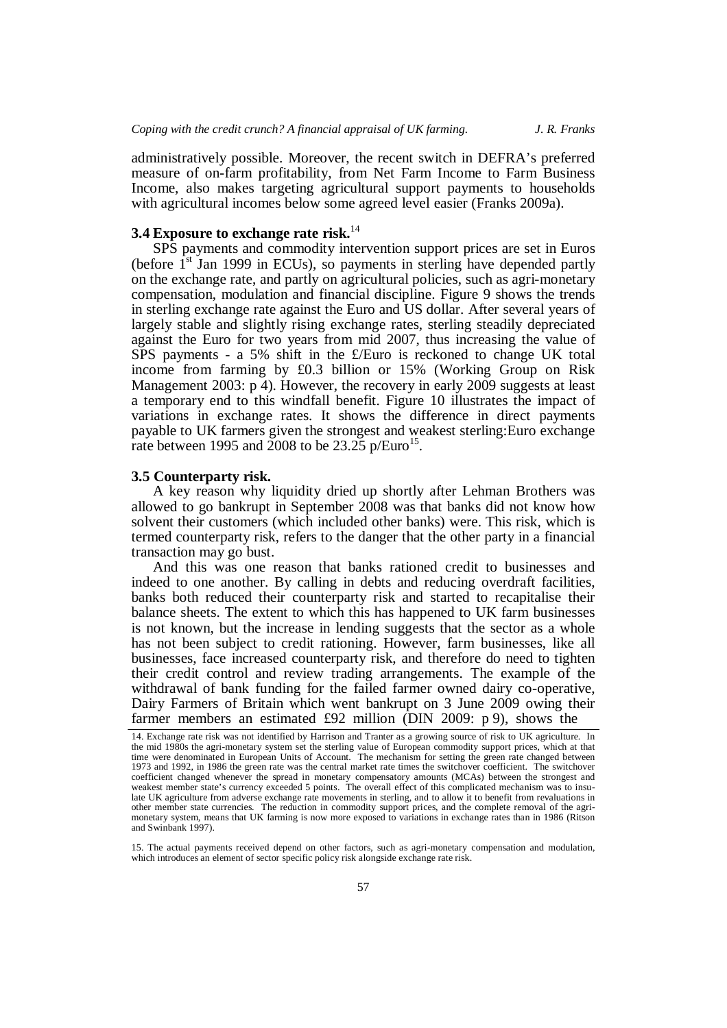administratively possible. Moreover, the recent switch in DEFRA's preferred measure of on-farm profitability, from Net Farm Income to Farm Business Income, also makes targeting agricultural support payments to households with agricultural incomes below some agreed level easier (Franks 2009a).

### 3.4 Exposure to exchange rate risk.[14]

SPS payments and commodity intervention support prices are set in Euros (before 1st Jan 1999 in ECUs), so payments in sterling have depended partly on the exchange rate, and partly on agricultural policies, such as agri-monetary compensation, modulation and financial discipline. Figure 9 shows the trends in sterling exchange rate against the Euro and US dollar. After several years of largely stable and slightly rising exchange rates, sterling steadily depreciated against the Euro for two years from mid 2007, thus increasing the value of SPS payments - a 5% shift in the £/Euro is reckoned to change UK total income from farming by £0.3 billion or 15% (Working Group on Risk Management 2003: p 4). However, the recovery in early 2009 suggests at least a temporary end to this windfall benefit. Figure 10 illustrates the impact of variations in exchange rates. It shows the difference in direct payments payable to UK farmers given the strongest and weakest sterling:Euro exchange rate between 1995 and 2008 to be 23.25 p/Euro[15].

### 3.5 Counterparty risk.

A key reason why liquidity dried up shortly after Lehman Brothers was allowed to go bankrupt in September 2008 was that banks did not know how solvent their customers (which included other banks) were. This risk, which is termed counterparty risk, refers to the danger that the other party in a financial transaction may go bust.

And this was one reason that banks rationed credit to businesses and indeed to one another. By calling in debts and reducing overdraft facilities, banks both reduced their counterparty risk and started to recapitalise their balance sheets. The extent to which this has happened to UK farm businesses is not known, but the increase in lending suggests that the sector as a whole has not been subject to credit rationing. However, farm businesses, like all businesses, face increased counterparty risk, and therefore do need to tighten their credit control and review trading arrangements. The example of the withdrawal of bank funding for the failed farmer owned dairy co-operative, Dairy Farmers of Britain which went bankrupt on 3 June 2009 owing their farmer members an estimated £92 million (DIN 2009: p 9), shows the

---

14. Exchange rate risk was not identified by Harrison and Tranter as a growing source of risk to UK agriculture. In the mid 1980s the agri-monetary system set the sterling value of European commodity support prices, which at that time were denominated in European Units of Account. The mechanism for setting the green rate changed between 1973 and 1992, in 1986 the green rate was the central market rate times the switchover coefficient. The switchover coefficient changed whenever the spread in monetary compensatory amounts (MCAs) between the strongest and weakest member state's currency exceeded 5 points. The overall effect of this complicated mechanism was to insulate UK agriculture from adverse exchange rate movements in sterling, and to allow it to benefit from revaluations in other member state currencies. The reduction in commodity support prices, and the complete removal of the agri-monetary system, means that UK farming is now more exposed to variations in exchange rates than in 1986 (Ritson and Swinbank 1997).

15. The actual payments received depend on other factors, such as agri-monetary compensation and modulation, which introduces an element of sector specific policy risk alongside exchange rate risk.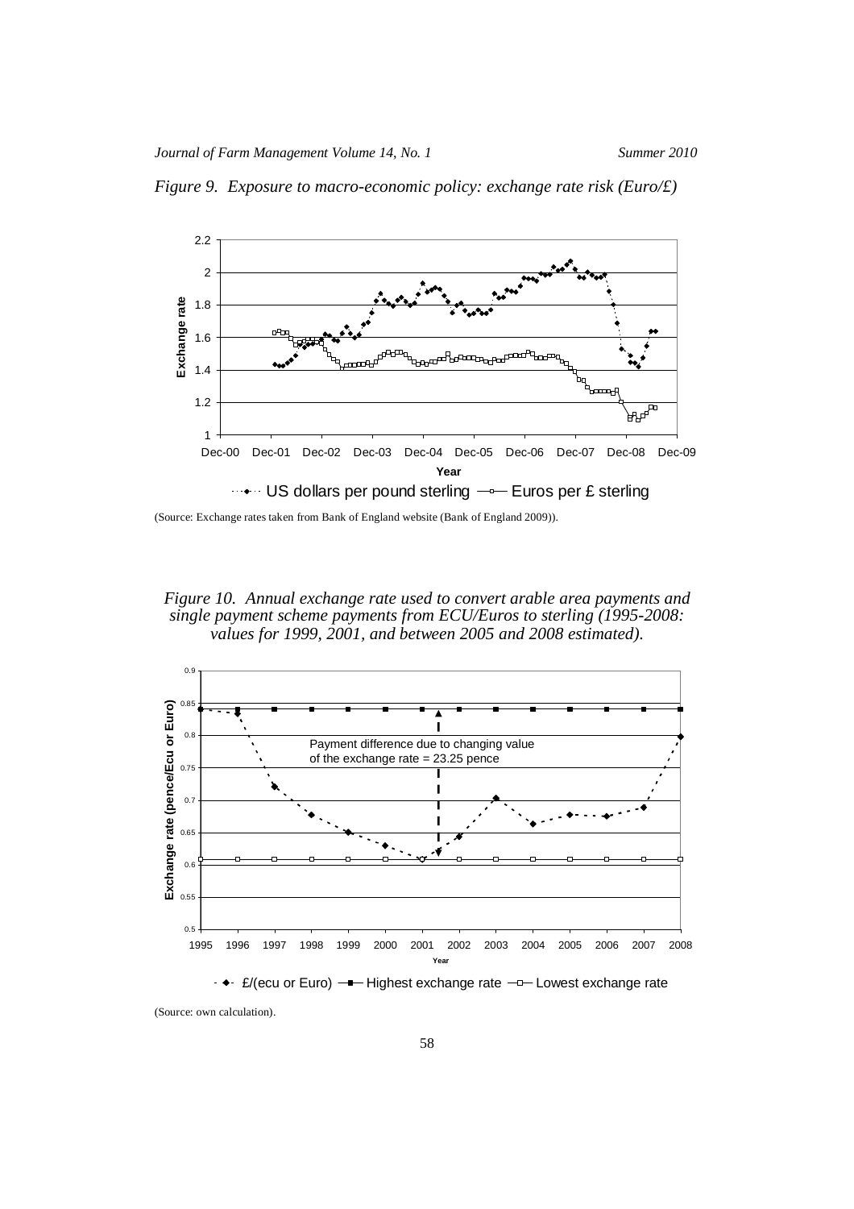*Figure 9. Exposure to macro-economic policy: exchange rate risk (Euro/£)*

(Source: Exchange rates taken from Bank of England website (Bank of England 2009)).

*Figure 10. Annual exchange rate used to convert arable area payments and single payment scheme payments from ECU/Euros to sterling (1995-2008: values for 1999, 2001, and between 2005 and 2008 estimated).*

(Source: own calculation).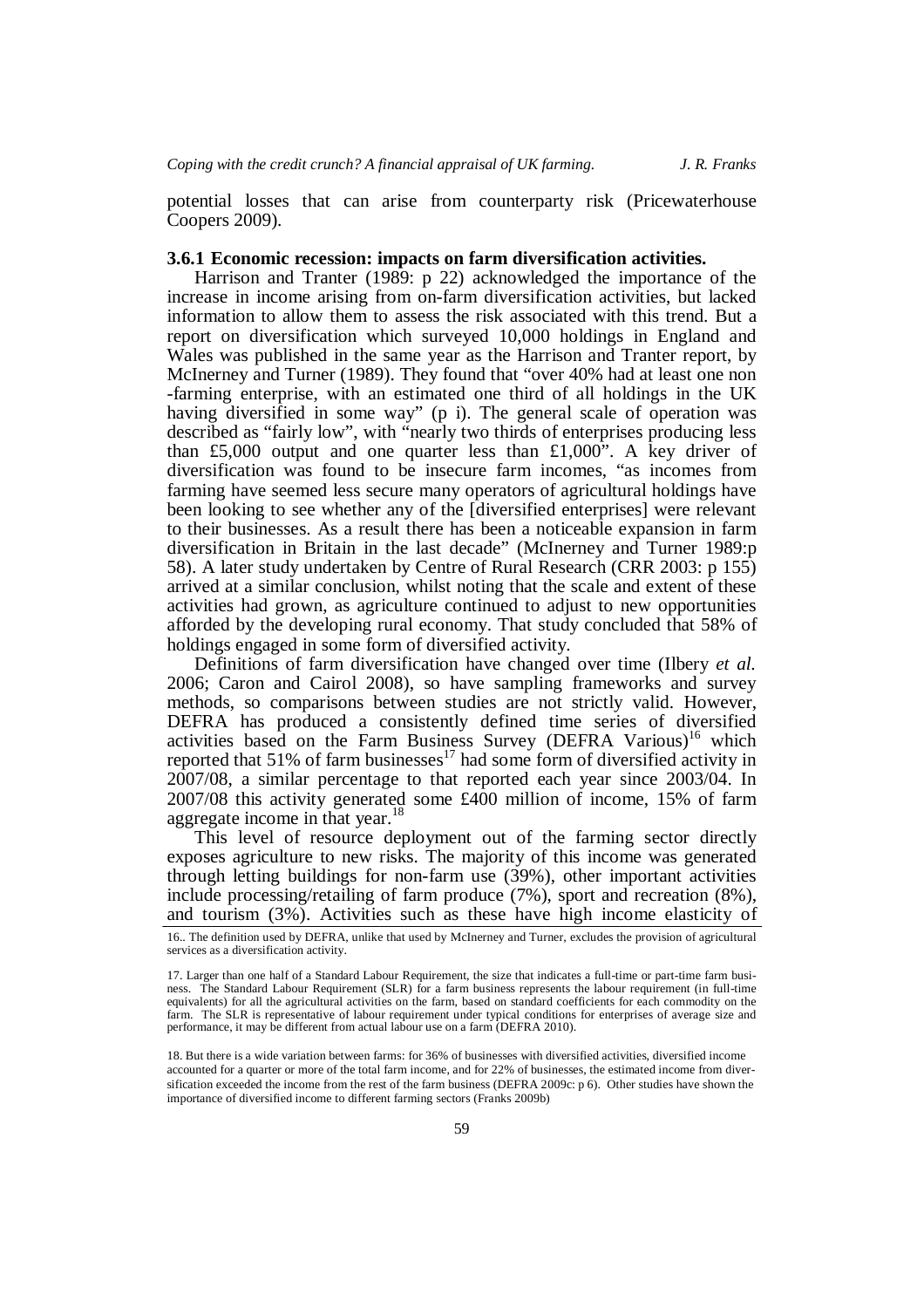potential losses that can arise from counterparty risk (Pricewaterhouse Coopers 2009).

### 3.6.1 Economic recession: impacts on farm diversification activities.

Harrison and Tranter (1989: p 22) acknowledged the importance of the increase in income arising from on-farm diversification activities, but lacked information to allow them to assess the risk associated with this trend. But a report on diversification which surveyed 10,000 holdings in England and Wales was published in the same year as the Harrison and Tranter report, by McInerney and Turner (1989). They found that "over 40% had at least one non -farming enterprise, with an estimated one third of all holdings in the UK having diversified in some way" (p i). The general scale of operation was described as "fairly low", with "nearly two thirds of enterprises producing less than £5,000 output and one quarter less than £1,000". A key driver of diversification was found to be insecure farm incomes, "as incomes from farming have seemed less secure many operators of agricultural holdings have been looking to see whether any of the [diversified enterprises] were relevant to their businesses. As a result there has been a noticeable expansion in farm diversification in Britain in the last decade" (McInerney and Turner 1989:p 58). A later study undertaken by Centre of Rural Research (CRR 2003: p 155) arrived at a similar conclusion, whilst noting that the scale and extent of these activities had grown, as agriculture continued to adjust to new opportunities afforded by the developing rural economy. That study concluded that 58% of holdings engaged in some form of diversified activity.

Definitions of farm diversification have changed over time (Ilbery *et al.* 2006; Caron and Cairol 2008), so have sampling frameworks and survey methods, so comparisons between studies are not strictly valid. However, DEFRA has produced a consistently defined time series of diversified activities based on the Farm Business Survey (DEFRA Various)[16] which reported that 51% of farm businesses[17] had some form of diversified activity in 2007/08, a similar percentage to that reported each year since 2003/04. In 2007/08 this activity generated some £400 million of income, 15% of farm aggregate income in that year.[18]

This level of resource deployment out of the farming sector directly exposes agriculture to new risks. The majority of this income was generated through letting buildings for non-farm use (39%), other important activities include processing/retailing of farm produce (7%), sport and recreation (8%), and tourism (3%). Activities such as these have high income elasticity of

16.. The definition used by DEFRA, unlike that used by McInerney and Turner, excludes the provision of agricultural services as a diversification activity.

17. Larger than one half of a Standard Labour Requirement, the size that indicates a full-time or part-time farm business. The Standard Labour Requirement (SLR) for a farm business represents the labour requirement (in full-time equivalents) for all the agricultural activities on the farm, based on standard coefficients for each commodity on the farm. The SLR is representative of labour requirement under typical conditions for enterprises of average size and performance, it may be different from actual labour use on a farm (DEFRA 2010).

18. But there is a wide variation between farms: for 36% of businesses with diversified activities, diversified income accounted for a quarter or more of the total farm income, and for 22% of businesses, the estimated income from diversification exceeded the income from the rest of the farm business (DEFRA 2009c: p 6). Other studies have shown the importance of diversified income to different farming sectors (Franks 2009b)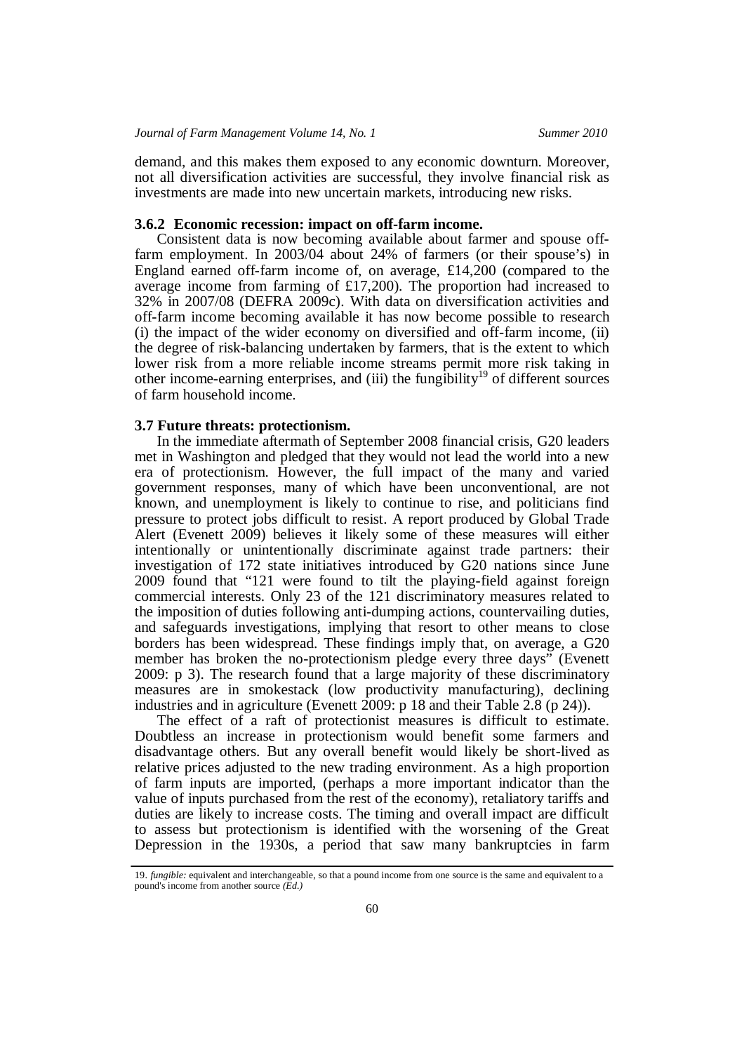demand, and this makes them exposed to any economic downturn. Moreover, not all diversification activities are successful, they involve financial risk as investments are made into new uncertain markets, introducing new risks.

### 3.6.2 Economic recession: impact on off-farm income.

Consistent data is now becoming available about farmer and spouse off-farm employment. In 2003/04 about 24% of farmers (or their spouse's) in England earned off-farm income of, on average, £14,200 (compared to the average income from farming of £17,200). The proportion had increased to 32% in 2007/08 (DEFRA 2009c). With data on diversification activities and off-farm income becoming available it has now become possible to research (i) the impact of the wider economy on diversified and off-farm income, (ii) the degree of risk-balancing undertaken by farmers, that is the extent to which lower risk from a more reliable income streams permit more risk taking in other income-earning enterprises, and (iii) the fungibility[19] of different sources of farm household income.

### 3.7 Future threats: protectionism.

In the immediate aftermath of September 2008 financial crisis, G20 leaders met in Washington and pledged that they would not lead the world into a new era of protectionism. However, the full impact of the many and varied government responses, many of which have been unconventional, are not known, and unemployment is likely to continue to rise, and politicians find pressure to protect jobs difficult to resist. A report produced by Global Trade Alert (Evenett 2009) believes it likely some of these measures will either intentionally or unintentionally discriminate against trade partners: their investigation of 172 state initiatives introduced by G20 nations since June 2009 found that "121 were found to tilt the playing-field against foreign commercial interests. Only 23 of the 121 discriminatory measures related to the imposition of duties following anti-dumping actions, countervailing duties, and safeguards investigations, implying that resort to other means to close borders has been widespread. These findings imply that, on average, a G20 member has broken the no-protectionism pledge every three days" (Evenett 2009: p 3). The research found that a large majority of these discriminatory measures are in smokestack (low productivity manufacturing), declining industries and in agriculture (Evenett 2009: p 18 and their Table 2.8 (p 24)).

The effect of a raft of protectionist measures is difficult to estimate. Doubtless an increase in protectionism would benefit some farmers and disadvantage others. But any overall benefit would likely be short-lived as relative prices adjusted to the new trading environment. As a high proportion of farm inputs are imported, (perhaps a more important indicator than the value of inputs purchased from the rest of the economy), retaliatory tariffs and duties are likely to increase costs. The timing and overall impact are difficult to assess but protectionism is identified with the worsening of the Great Depression in the 1930s, a period that saw many bankruptcies in farm

---

19. *fungible:* equivalent and interchangeable, so that a pound income from one source is the same and equivalent to a pound's income from another source *(Ed.)*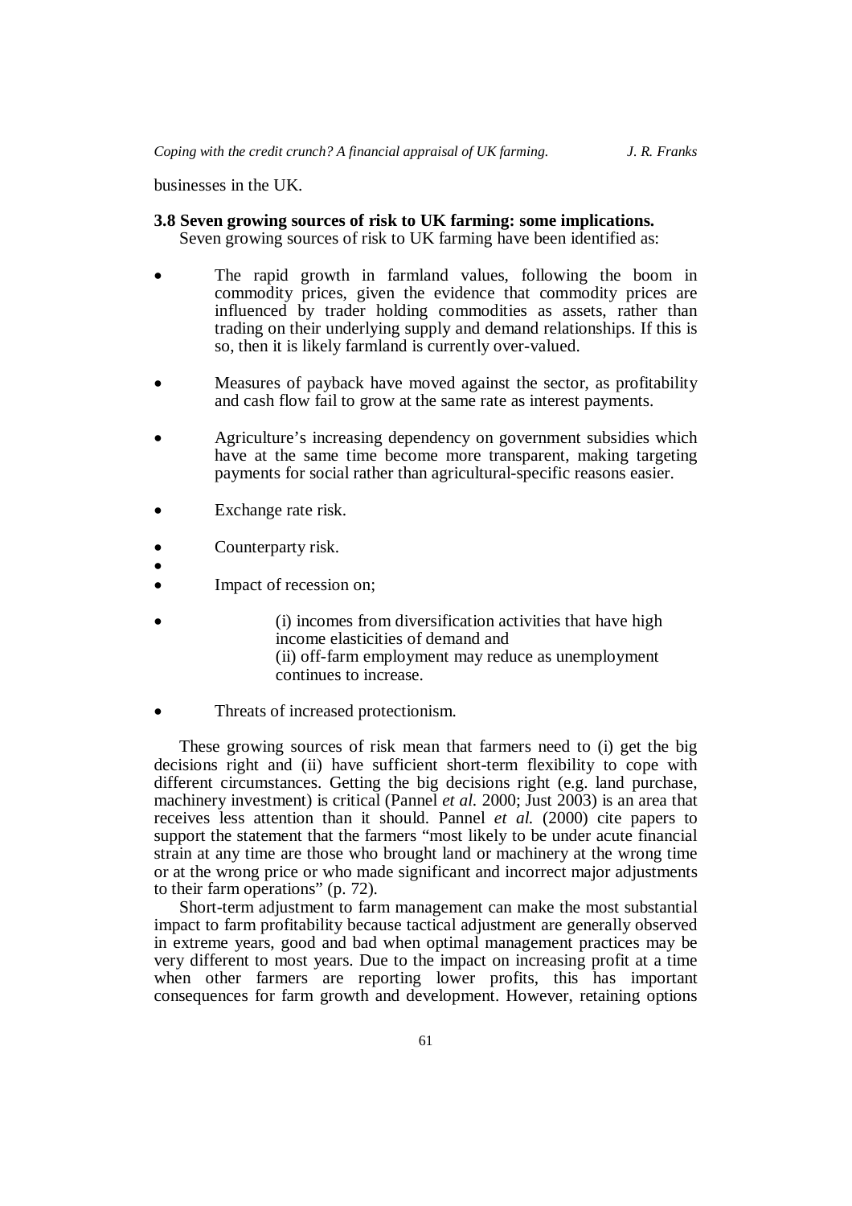businesses in the UK.

**3.8 Seven growing sources of risk to UK farming: some implications.**

Seven growing sources of risk to UK farming have been identified as:

- The rapid growth in farmland values, following the boom in commodity prices, given the evidence that commodity prices are influenced by trader holding commodities as assets, rather than trading on their underlying supply and demand relationships. If this is so, then it is likely farmland is currently over-valued.
- Measures of payback have moved against the sector, as profitability and cash flow fail to grow at the same rate as interest payments.
- Agriculture's increasing dependency on government subsidies which have at the same time become more transparent, making targeting payments for social rather than agricultural-specific reasons easier.
- Exchange rate risk.
- Counterparty risk.
- 
- Impact of recession on;
- (i) incomes from diversification activities that have high income elasticities of demand and
  (ii) off-farm employment may reduce as unemployment continues to increase.
- Threats of increased protectionism.

These growing sources of risk mean that farmers need to (i) get the big decisions right and (ii) have sufficient short-term flexibility to cope with different circumstances. Getting the big decisions right (e.g. land purchase, machinery investment) is critical (Pannel *et al.* 2000; Just 2003) is an area that receives less attention than it should. Pannel *et al.* (2000) cite papers to support the statement that the farmers "most likely to be under acute financial strain at any time are those who brought land or machinery at the wrong time or at the wrong price or who made significant and incorrect major adjustments to their farm operations" (p. 72).

Short-term adjustment to farm management can make the most substantial impact to farm profitability because tactical adjustment are generally observed in extreme years, good and bad when optimal management practices may be very different to most years. Due to the impact on increasing profit at a time when other farmers are reporting lower profits, this has important consequences for farm growth and development. However, retaining options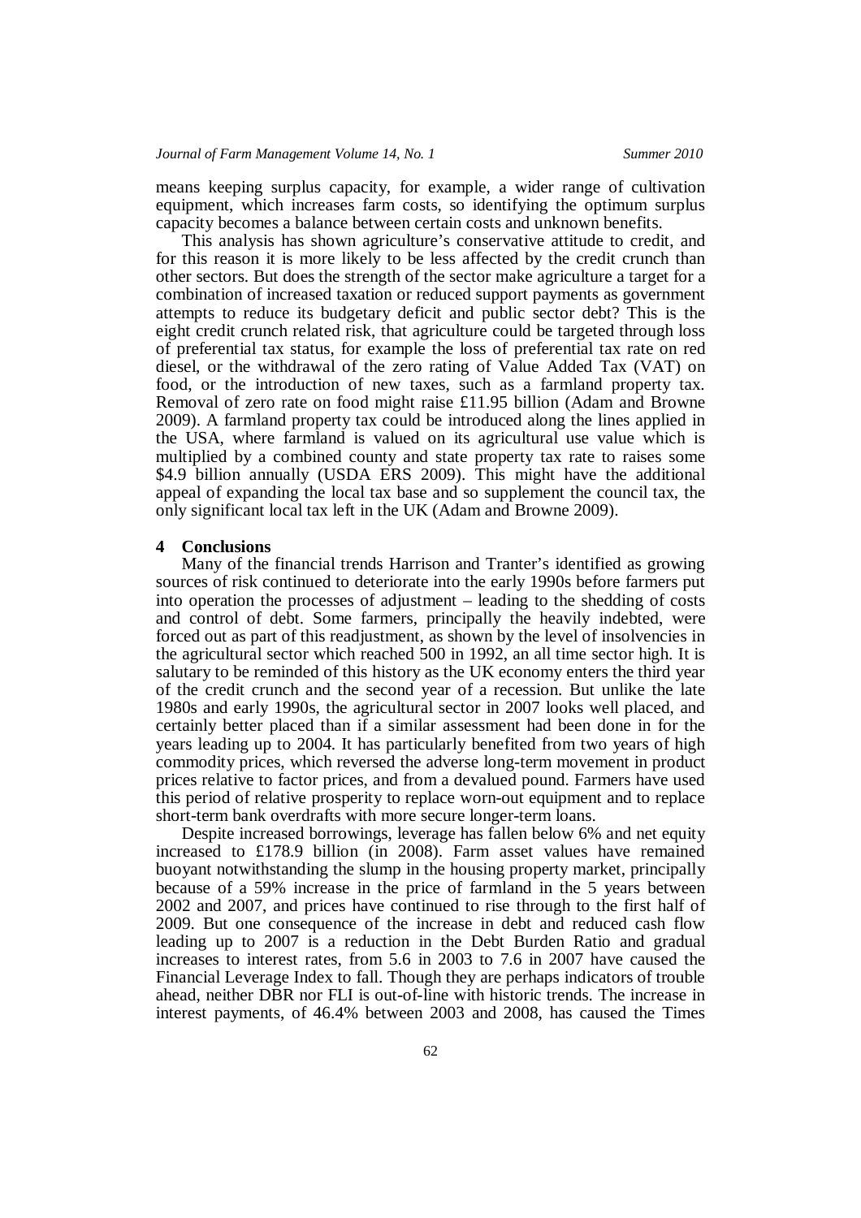means keeping surplus capacity, for example, a wider range of cultivation equipment, which increases farm costs, so identifying the optimum surplus capacity becomes a balance between certain costs and unknown benefits.

This analysis has shown agriculture's conservative attitude to credit, and for this reason it is more likely to be less affected by the credit crunch than other sectors. But does the strength of the sector make agriculture a target for a combination of increased taxation or reduced support payments as government attempts to reduce its budgetary deficit and public sector debt? This is the eight credit crunch related risk, that agriculture could be targeted through loss of preferential tax status, for example the loss of preferential tax rate on red diesel, or the withdrawal of the zero rating of Value Added Tax (VAT) on food, or the introduction of new taxes, such as a farmland property tax. Removal of zero rate on food might raise £11.95 billion (Adam and Browne 2009). A farmland property tax could be introduced along the lines applied in the USA, where farmland is valued on its agricultural use value which is multiplied by a combined county and state property tax rate to raises some \$4.9 billion annually (USDA ERS 2009). This might have the additional appeal of expanding the local tax base and so supplement the council tax, the only significant local tax left in the UK (Adam and Browne 2009).

## 4 Conclusions

Many of the financial trends Harrison and Tranter's identified as growing sources of risk continued to deteriorate into the early 1990s before farmers put into operation the processes of adjustment – leading to the shedding of costs and control of debt. Some farmers, principally the heavily indebted, were forced out as part of this readjustment, as shown by the level of insolvencies in the agricultural sector which reached 500 in 1992, an all time sector high. It is salutary to be reminded of this history as the UK economy enters the third year of the credit crunch and the second year of a recession. But unlike the late 1980s and early 1990s, the agricultural sector in 2007 looks well placed, and certainly better placed than if a similar assessment had been done in for the years leading up to 2004. It has particularly benefited from two years of high commodity prices, which reversed the adverse long-term movement in product prices relative to factor prices, and from a devalued pound. Farmers have used this period of relative prosperity to replace worn-out equipment and to replace short-term bank overdrafts with more secure longer-term loans.

Despite increased borrowings, leverage has fallen below 6% and net equity increased to £178.9 billion (in 2008). Farm asset values have remained buoyant notwithstanding the slump in the housing property market, principally because of a 59% increase in the price of farmland in the 5 years between 2002 and 2007, and prices have continued to rise through to the first half of 2009. But one consequence of the increase in debt and reduced cash flow leading up to 2007 is a reduction in the Debt Burden Ratio and gradual increases to interest rates, from 5.6 in 2003 to 7.6 in 2007 have caused the Financial Leverage Index to fall. Though they are perhaps indicators of trouble ahead, neither DBR nor FLI is out-of-line with historic trends. The increase in interest payments, of 46.4% between 2003 and 2008, has caused the Times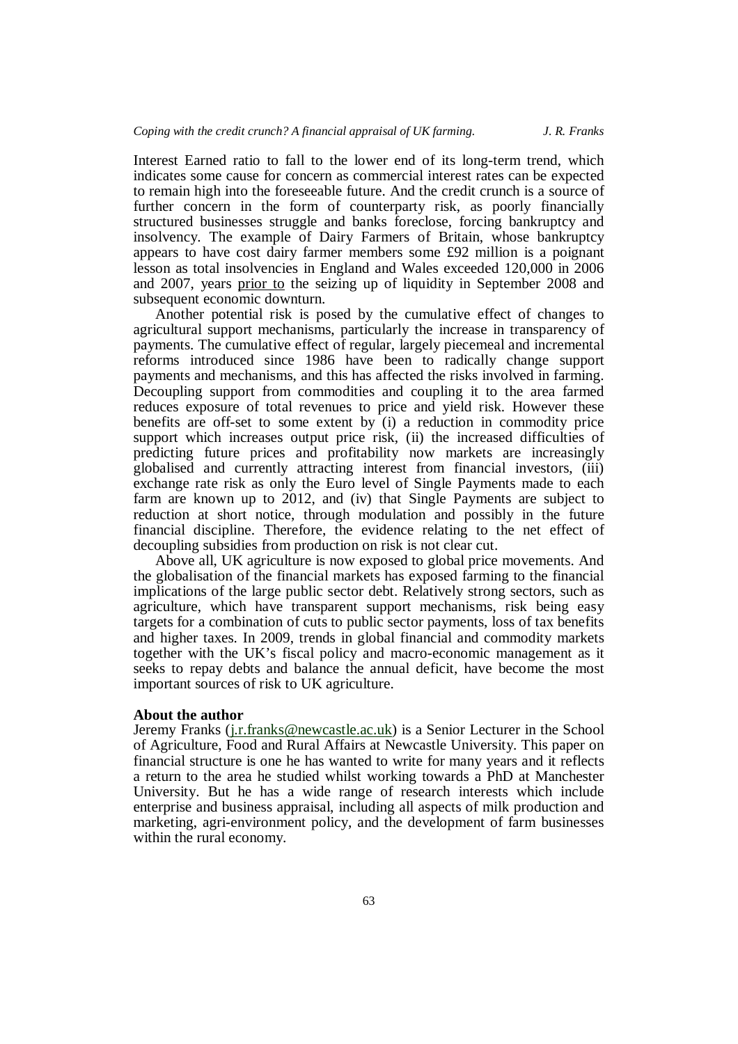Interest Earned ratio to fall to the lower end of its long-term trend, which indicates some cause for concern as commercial interest rates can be expected to remain high into the foreseeable future. And the credit crunch is a source of further concern in the form of counterparty risk, as poorly financially structured businesses struggle and banks foreclose, forcing bankruptcy and insolvency. The example of Dairy Farmers of Britain, whose bankruptcy appears to have cost dairy farmer members some £92 million is a poignant lesson as total insolvencies in England and Wales exceeded 120,000 in 2006 and 2007, years prior to the seizing up of liquidity in September 2008 and subsequent economic downturn.

Another potential risk is posed by the cumulative effect of changes to agricultural support mechanisms, particularly the increase in transparency of payments. The cumulative effect of regular, largely piecemeal and incremental reforms introduced since 1986 have been to radically change support payments and mechanisms, and this has affected the risks involved in farming. Decoupling support from commodities and coupling it to the area farmed reduces exposure of total revenues to price and yield risk. However these benefits are off-set to some extent by (i) a reduction in commodity price support which increases output price risk, (ii) the increased difficulties of predicting future prices and profitability now markets are increasingly globalised and currently attracting interest from financial investors, (iii) exchange rate risk as only the Euro level of Single Payments made to each farm are known up to 2012, and (iv) that Single Payments are subject to reduction at short notice, through modulation and possibly in the future financial discipline. Therefore, the evidence relating to the net effect of decoupling subsidies from production on risk is not clear cut.

Above all, UK agriculture is now exposed to global price movements. And the globalisation of the financial markets has exposed farming to the financial implications of the large public sector debt. Relatively strong sectors, such as agriculture, which have transparent support mechanisms, risk being easy targets for a combination of cuts to public sector payments, loss of tax benefits and higher taxes. In 2009, trends in global financial and commodity markets together with the UK's fiscal policy and macro-economic management as it seeks to repay debts and balance the annual deficit, have become the most important sources of risk to UK agriculture.

**About the author**

Jeremy Franks (j.r.franks@newcastle.ac.uk) is a Senior Lecturer in the School of Agriculture, Food and Rural Affairs at Newcastle University. This paper on financial structure is one he has wanted to write for many years and it reflects a return to the area he studied whilst working towards a PhD at Manchester University. But he has a wide range of research interests which include enterprise and business appraisal, including all aspects of milk production and marketing, agri-environment policy, and the development of farm businesses within the rural economy.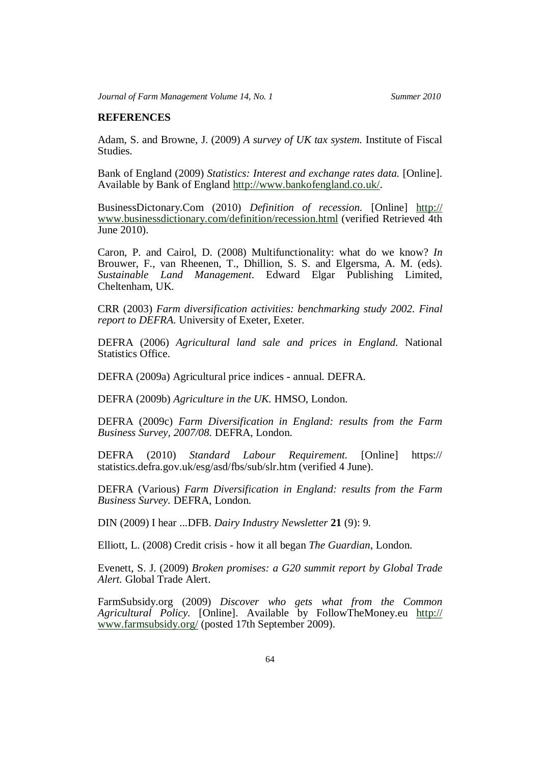## REFERENCES

Adam, S. and Browne, J. (2009) *A survey of UK tax system.* Institute of Fiscal Studies.

Bank of England (2009) *Statistics: Interest and exchange rates data.* [Online]. Available by Bank of England http://www.bankofengland.co.uk/.

BusinessDictonary.Com (2010) *Definition of recession.* [Online] http://www.businessdictionary.com/definition/recession.html (verified Retrieved 4th June 2010).

Caron, P. and Cairol, D. (2008) Multifunctionality: what do we know? *In* Brouwer, F., van Rheenen, T., Dhillion, S. S. and Elgersma, A. M. (eds). *Sustainable Land Management*. Edward Elgar Publishing Limited, Cheltenham, UK.

CRR (2003) *Farm diversification activities: benchmarking study 2002. Final report to DEFRA.* University of Exeter, Exeter.

DEFRA (2006) *Agricultural land sale and prices in England.* National Statistics Office.

DEFRA (2009a) Agricultural price indices - annual. DEFRA.

DEFRA (2009b) *Agriculture in the UK.* HMSO, London.

DEFRA (2009c) *Farm Diversification in England: results from the Farm Business Survey, 2007/08.* DEFRA, London.

DEFRA (2010) *Standard Labour Requirement.* [Online] https://statistics.defra.gov.uk/esg/asd/fbs/sub/slr.htm (verified 4 June).

DEFRA (Various) *Farm Diversification in England: results from the Farm Business Survey.* DEFRA, London.

DIN (2009) I hear ...DFB. *Dairy Industry Newsletter* **21** (9): 9.

Elliott, L. (2008) Credit crisis - how it all began *The Guardian*, London.

Evenett, S. J. (2009) *Broken promises: a G20 summit report by Global Trade Alert.* Global Trade Alert.

FarmSubsidy.org (2009) *Discover who gets what from the Common Agricultural Policy.* [Online]. Available by FollowTheMoney.eu http://www.farmsubsidy.org/ (posted 17th September 2009).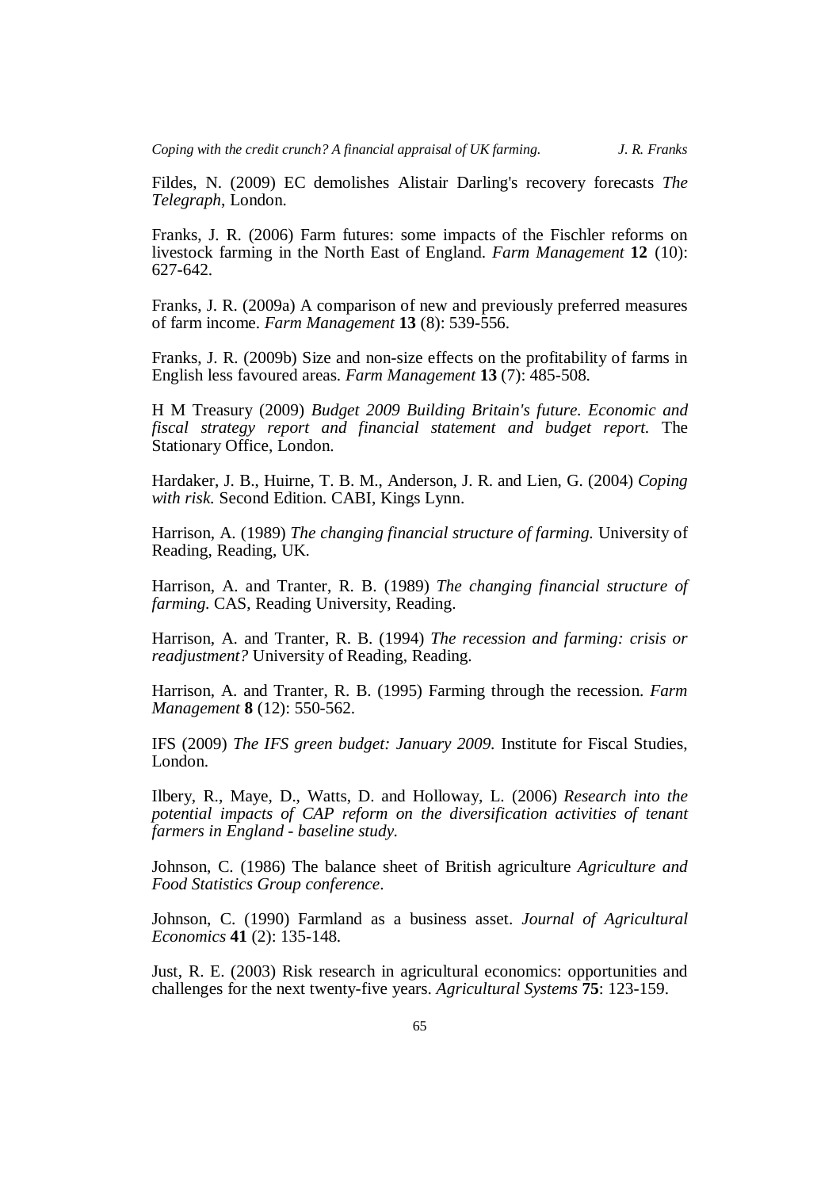Fildes, N. (2009) EC demolishes Alistair Darling's recovery forecasts *The Telegraph*, London.

Franks, J. R. (2006) Farm futures: some impacts of the Fischler reforms on livestock farming in the North East of England. *Farm Management* **12** (10): 627-642.

Franks, J. R. (2009a) A comparison of new and previously preferred measures of farm income. *Farm Management* **13** (8): 539-556.

Franks, J. R. (2009b) Size and non-size effects on the profitability of farms in English less favoured areas. *Farm Management* **13** (7): 485-508.

H M Treasury (2009) *Budget 2009 Building Britain's future. Economic and fiscal strategy report and financial statement and budget report.* The Stationary Office, London.

Hardaker, J. B., Huirne, T. B. M., Anderson, J. R. and Lien, G. (2004) *Coping with risk.* Second Edition. CABI, Kings Lynn.

Harrison, A. (1989) *The changing financial structure of farming.* University of Reading, Reading, UK.

Harrison, A. and Tranter, R. B. (1989) *The changing financial structure of farming.* CAS, Reading University, Reading.

Harrison, A. and Tranter, R. B. (1994) *The recession and farming: crisis or readjustment?* University of Reading, Reading.

Harrison, A. and Tranter, R. B. (1995) Farming through the recession. *Farm Management* **8** (12): 550-562.

IFS (2009) *The IFS green budget: January 2009.* Institute for Fiscal Studies, London.

Ilbery, R., Maye, D., Watts, D. and Holloway, L. (2006) *Research into the potential impacts of CAP reform on the diversification activities of tenant farmers in England - baseline study.*

Johnson, C. (1986) The balance sheet of British agriculture *Agriculture and Food Statistics Group conference*.

Johnson, C. (1990) Farmland as a business asset. *Journal of Agricultural Economics* **41** (2): 135-148.

Just, R. E. (2003) Risk research in agricultural economics: opportunities and challenges for the next twenty-five years. *Agricultural Systems* **75**: 123-159.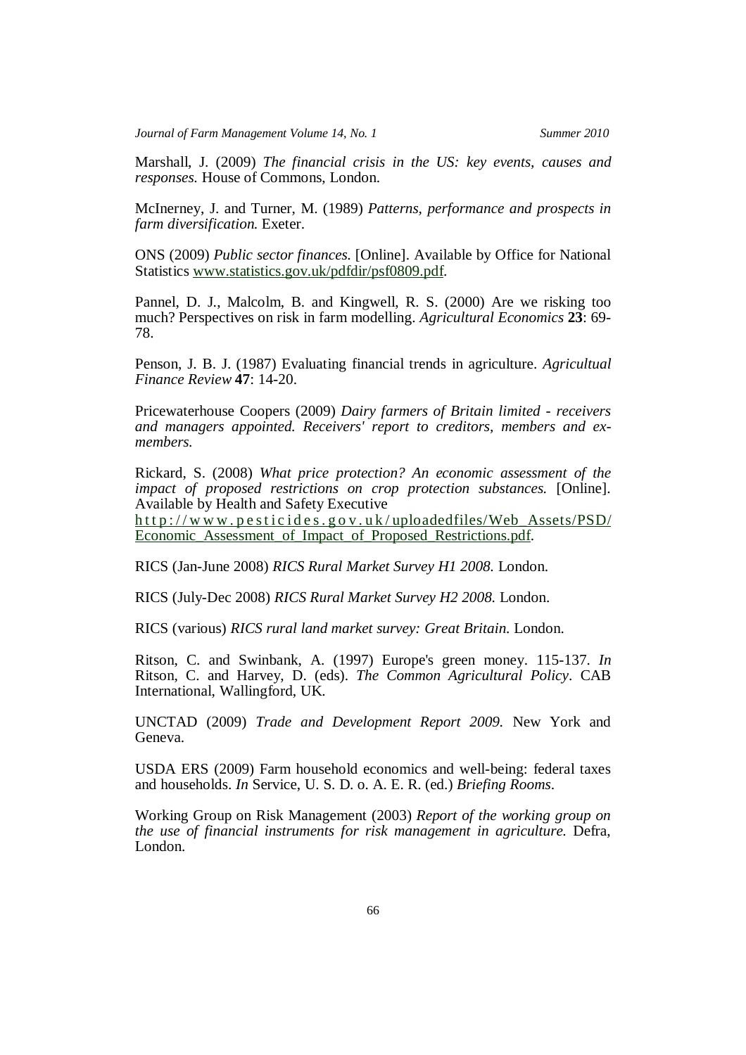Marshall, J. (2009) *The financial crisis in the US: key events, causes and responses.* House of Commons, London.

McInerney, J. and Turner, M. (1989) *Patterns, performance and prospects in farm diversification.* Exeter.

ONS (2009) *Public sector finances.* [Online]. Available by Office for National Statistics www.statistics.gov.uk/pdfdir/psf0809.pdf.

Pannel, D. J., Malcolm, B. and Kingwell, R. S. (2000) Are we risking too much? Perspectives on risk in farm modelling. *Agricultural Economics* **23**: 69-78.

Penson, J. B. J. (1987) Evaluating financial trends in agriculture. *Agricultual Finance Review* **47**: 14-20.

Pricewaterhouse Coopers (2009) *Dairy farmers of Britain limited - receivers and managers appointed. Receivers' report to creditors, members and ex-members.*

Rickard, S. (2008) *What price protection? An economic assessment of the impact of proposed restrictions on crop protection substances.* [Online]. Available by Health and Safety Executive http://www.pesticides.gov.uk/uploadedfiles/Web_Assets/PSD/Economic_Assessment_of_Impact_of_Proposed_Restrictions.pdf.

RICS (Jan-June 2008) *RICS Rural Market Survey H1 2008.* London.

RICS (July-Dec 2008) *RICS Rural Market Survey H2 2008.* London.

RICS (various) *RICS rural land market survey: Great Britain.* London.

Ritson, C. and Swinbank, A. (1997) Europe's green money. 115-137. *In* Ritson, C. and Harvey, D. (eds). *The Common Agricultural Policy*. CAB International, Wallingford, UK.

UNCTAD (2009) *Trade and Development Report 2009.* New York and Geneva.

USDA ERS (2009) Farm household economics and well-being: federal taxes and households. *In* Service, U. S. D. o. A. E. R. (ed.) *Briefing Rooms*.

Working Group on Risk Management (2003) *Report of the working group on the use of financial instruments for risk management in agriculture.* Defra, London.